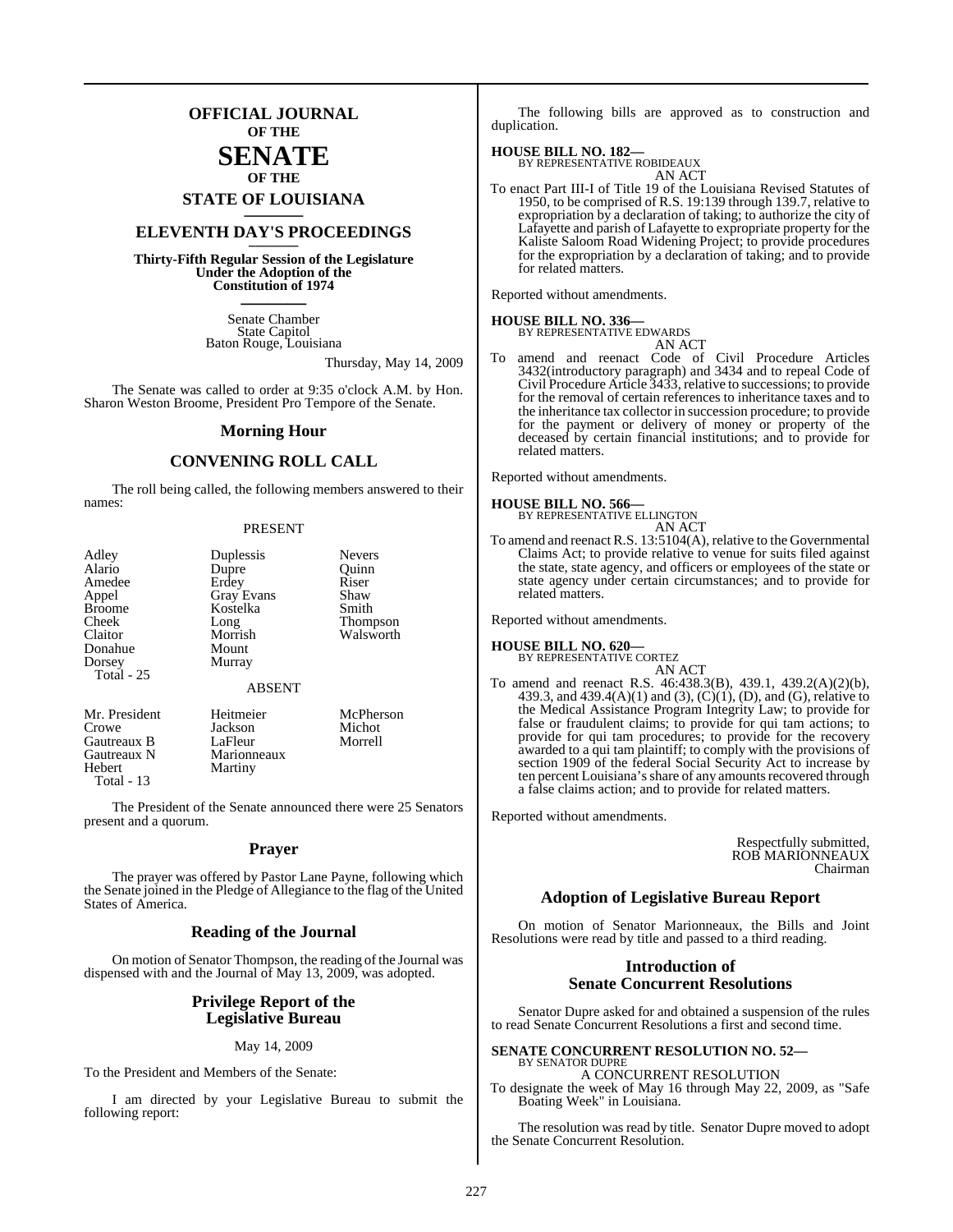# OFFICIAL JOURNAL OF THE SENATE OF THE STATE OF LOUISIANA

## ELEVENTH DAY'S PROCEEDINGS

**Thirty-Fifth Regular Session of the Legislature Under the Adoption of the Constitution of 1974**

Senate Chamber
State Capitol
Baton Rouge, Louisiana

Thursday, May 14, 2009

The Senate was called to order at 9:35 o'clock A.M. by Hon. Sharon Weston Broome, President Pro Tempore of the Senate.

## Morning Hour

## CONVENING ROLL CALL

The roll being called, the following members answered to their names:

PRESENT

| | | |
|---|---|---|
| Adley | Duplessis | Nevers |
| Alario | Dupre | Quinn |
| Amedee | Erdey | Riser |
| Appel | Gray Evans | Shaw |
| Broome | Kostelka | Smith |
| Cheek | Long | Thompson |
| Claitor | Morrish | Walsworth |
| Donahue | Mount | |
| Dorsey | Murray | |

Total - 25

ABSENT

| | | |
|---|---|---|
| Mr. President | Heitmeier | McPherson |
| Crowe | Jackson | Michot |
| Gautreaux B | LaFleur | Morrell |
| Gautreaux N | Marionneaux | |
| Hebert | Martiny | |

Total - 13

The President of the Senate announced there were 25 Senators present and a quorum.

## Prayer

The prayer was offered by Pastor Lane Payne, following which the Senate joined in the Pledge of Allegiance to the flag of the United States of America.

## Reading of the Journal

On motion of Senator Thompson, the reading of the Journal was dispensed with and the Journal of May 13, 2009, was adopted.

## Privilege Report of the Legislative Bureau

May 14, 2009

To the President and Members of the Senate:

I am directed by your Legislative Bureau to submit the following report:

The following bills are approved as to construction and duplication.

**HOUSE BILL NO. 182—**
BY REPRESENTATIVE ROBIDEAUX
AN ACT
To enact Part III-I of Title 19 of the Louisiana Revised Statutes of 1950, to be comprised of R.S. 19:139 through 139.7, relative to expropriation by a declaration of taking; to authorize the city of Lafayette and parish of Lafayette to expropriate property for the Kaliste Saloom Road Widening Project; to provide procedures for the expropriation by a declaration of taking; and to provide for related matters.

Reported without amendments.

**HOUSE BILL NO. 336—**
BY REPRESENTATIVE EDWARDS
AN ACT
To amend and reenact Code of Civil Procedure Articles 3432(introductory paragraph) and 3434 and to repeal Code of Civil Procedure Article 3433, relative to successions; to provide for the removal of certain references to inheritance taxes and to the inheritance tax collector in succession procedure; to provide for the payment or delivery of money or property of the deceased by certain financial institutions; and to provide for related matters.

Reported without amendments.

**HOUSE BILL NO. 566—**
BY REPRESENTATIVE ELLINGTON
AN ACT
To amend and reenact R.S. 13:5104(A), relative to the Governmental Claims Act; to provide relative to venue for suits filed against the state, state agency, and officers or employees of the state or state agency under certain circumstances; and to provide for related matters.

Reported without amendments.

**HOUSE BILL NO. 620—**
BY REPRESENTATIVE CORTEZ
AN ACT
To amend and reenact R.S. 46:438.3(B), 439.1, 439.2(A)(2)(b), 439.3, and 439.4(A)(1) and (3), (C)(1), (D), and (G), relative to the Medical Assistance Program Integrity Law; to provide for false or fraudulent claims; to provide for qui tam actions; to provide for qui tam procedures; to provide for the recovery awarded to a qui tam plaintiff; to comply with the provisions of section 1909 of the federal Social Security Act to increase by ten percent Louisiana's share of any amounts recovered through a false claims action; and to provide for related matters.

Reported without amendments.

Respectfully submitted,
ROB MARIONNEAUX
Chairman

## Adoption of Legislative Bureau Report

On motion of Senator Marionneaux, the Bills and Joint Resolutions were read by title and passed to a third reading.

## Introduction of Senate Concurrent Resolutions

Senator Dupre asked for and obtained a suspension of the rules to read Senate Concurrent Resolutions a first and second time.

**SENATE CONCURRENT RESOLUTION NO. 52—**
BY SENATOR DUPRE
A CONCURRENT RESOLUTION
To designate the week of May 16 through May 22, 2009, as "Safe Boating Week" in Louisiana.

The resolution was read by title. Senator Dupre moved to adopt the Senate Concurrent Resolution.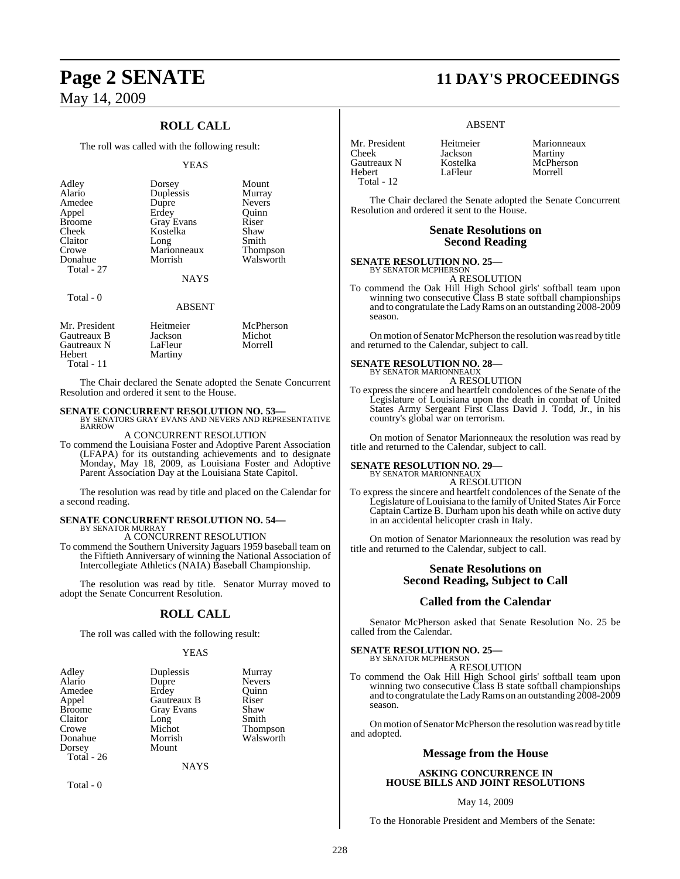## ROLL CALL

The roll was called with the following result:

YEAS

| | | |
|---|---|---|
| Adley | Dorsey | Mount |
| Alario | Duplessis | Murray |
| Amedee | Dupre | Nevers |
| Appel | Erdey | Quinn |
| Broome | Gray Evans | Riser |
| Cheek | Kostelka | Shaw |
| Claitor | Long | Smith |
| Crowe | Marionneaux | Thompson |
| Donahue | Morrish | Walsworth |
| Total - 27 | | |

NAYS

Total - 0

ABSENT

| | | |
|---|---|---|
| Mr. President | Heitmeier | McPherson |
| Gautreaux B | Jackson | Michot |
| Gautreaux N | LaFleur | Morrell |
| Hebert | Martiny | |
| Total - 11 | | |

The Chair declared the Senate adopted the Senate Concurrent Resolution and ordered it sent to the House.

**SENATE CONCURRENT RESOLUTION NO. 53—**
BY SENATORS GRAY EVANS AND NEVERS AND REPRESENTATIVE BARROW

A CONCURRENT RESOLUTION

To commend the Louisiana Foster and Adoptive Parent Association (LFAPA) for its outstanding achievements and to designate Monday, May 18, 2009, as Louisiana Foster and Adoptive Parent Association Day at the Louisiana State Capitol.

The resolution was read by title and placed on the Calendar for a second reading.

**SENATE CONCURRENT RESOLUTION NO. 54—**
BY SENATOR MURRAY

A CONCURRENT RESOLUTION

To commend the Southern University Jaguars 1959 baseball team on the Fiftieth Anniversary of winning the National Association of Intercollegiate Athletics (NAIA) Baseball Championship.

The resolution was read by title. Senator Murray moved to adopt the Senate Concurrent Resolution.

## ROLL CALL

The roll was called with the following result:

YEAS

| | | |
|---|---|---|
| Adley | Duplessis | Murray |
| Alario | Dupre | Nevers |
| Amedee | Erdey | Quinn |
| Appel | Gautreaux B | Riser |
| Broome | Gray Evans | Shaw |
| Claitor | Long | Smith |
| Crowe | Michot | Thompson |
| Donahue | Morrish | Walsworth |
| Dorsey | Mount | |
| Total - 26 | | |

NAYS

Total - 0

ABSENT

| | | |
|---|---|---|
| Mr. President | Heitmeier | Marionneaux |
| Cheek | Jackson | Martiny |
| Gautreaux N | Kostelka | McPherson |
| Hebert | LaFleur | Morrell |
| Total - 12 | | |

The Chair declared the Senate adopted the Senate Concurrent Resolution and ordered it sent to the House.

## Senate Resolutions on Second Reading

**SENATE RESOLUTION NO. 25—**
BY SENATOR MCPHERSON

A RESOLUTION

To commend the Oak Hill High School girls' softball team upon winning two consecutive Class B state softball championships and to congratulate the Lady Rams on an outstanding 2008-2009 season.

On motion of Senator McPherson the resolution was read by title and returned to the Calendar, subject to call.

**SENATE RESOLUTION NO. 28—**
BY SENATOR MARIONNEAUX

A RESOLUTION

To express the sincere and heartfelt condolences of the Senate of the Legislature of Louisiana upon the death in combat of United States Army Sergeant First Class David J. Todd, Jr., in his country's global war on terrorism.

On motion of Senator Marionneaux the resolution was read by title and returned to the Calendar, subject to call.

**SENATE RESOLUTION NO. 29—**
BY SENATOR MARIONNEAUX

A RESOLUTION

To express the sincere and heartfelt condolences of the Senate of the Legislature of Louisiana to the family of United States Air Force Captain Cartize B. Durham upon his death while on active duty in an accidental helicopter crash in Italy.

On motion of Senator Marionneaux the resolution was read by title and returned to the Calendar, subject to call.

## Senate Resolutions on Second Reading, Subject to Call

## Called from the Calendar

Senator McPherson asked that Senate Resolution No. 25 be called from the Calendar.

**SENATE RESOLUTION NO. 25—**
BY SENATOR MCPHERSON

A RESOLUTION

To commend the Oak Hill High School girls' softball team upon winning two consecutive Class B state softball championships and to congratulate the Lady Rams on an outstanding 2008-2009 season.

On motion of Senator McPherson the resolution was read by title and adopted.

## Message from the House

**ASKING CONCURRENCE IN HOUSE BILLS AND JOINT RESOLUTIONS**

May 14, 2009

To the Honorable President and Members of the Senate: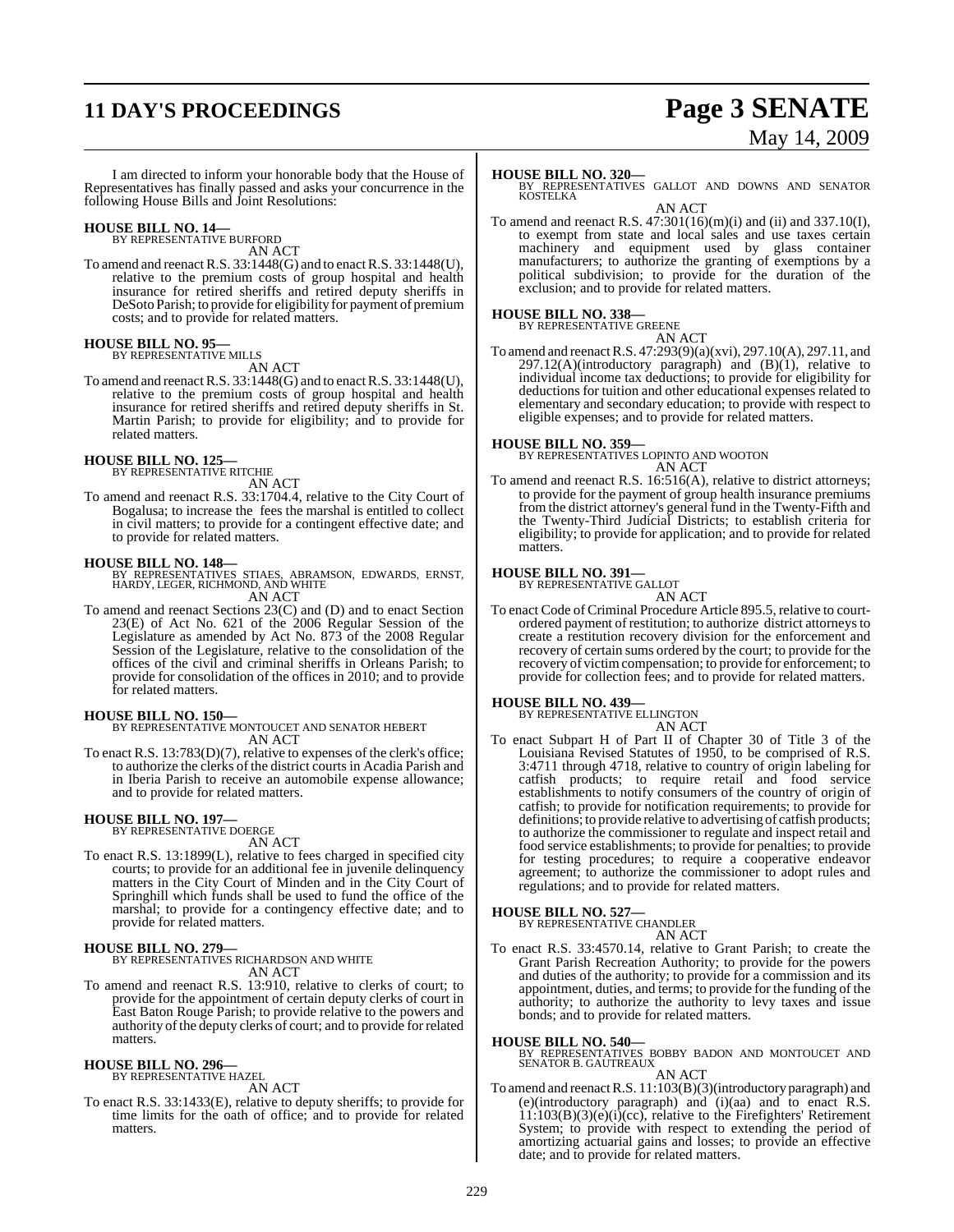I am directed to inform your honorable body that the House of Representatives has finally passed and asks your concurrence in the following House Bills and Joint Resolutions:

**HOUSE BILL NO. 14—**
BY REPRESENTATIVE BURFORD
AN ACT

To amend and reenact R.S. 33:1448(G) and to enact R.S. 33:1448(U), relative to the premium costs of group hospital and health insurance for retired sheriffs and retired deputy sheriffs in DeSoto Parish; to provide for eligibility for payment of premium costs; and to provide for related matters.

**HOUSE BILL NO. 95—**
BY REPRESENTATIVE MILLS
AN ACT

To amend and reenact R.S. 33:1448(G) and to enact R.S. 33:1448(U), relative to the premium costs of group hospital and health insurance for retired sheriffs and retired deputy sheriffs in St. Martin Parish; to provide for eligibility; and to provide for related matters.

**HOUSE BILL NO. 125—**
BY REPRESENTATIVE RITCHIE
AN ACT

To amend and reenact R.S. 33:1704.4, relative to the City Court of Bogalusa; to increase the fees the marshal is entitled to collect in civil matters; to provide for a contingent effective date; and to provide for related matters.

**HOUSE BILL NO. 148—**
BY REPRESENTATIVES STIAES, ABRAMSON, EDWARDS, ERNST, HARDY, LEGER, RICHMOND, AND WHITE
AN ACT

To amend and reenact Sections 23(C) and (D) and to enact Section 23(E) of Act No. 621 of the 2006 Regular Session of the Legislature as amended by Act No. 873 of the 2008 Regular Session of the Legislature, relative to the consolidation of the offices of the civil and criminal sheriffs in Orleans Parish; to provide for consolidation of the offices in 2010; and to provide for related matters.

**HOUSE BILL NO. 150—**
BY REPRESENTATIVE MONTOUCET AND SENATOR HEBERT
AN ACT

To enact R.S. 13:783(D)(7), relative to expenses of the clerk's office; to authorize the clerks of the district courts in Acadia Parish and in Iberia Parish to receive an automobile expense allowance; and to provide for related matters.

**HOUSE BILL NO. 197—**
BY REPRESENTATIVE DOERGE
AN ACT

To enact R.S. 13:1899(L), relative to fees charged in specified city courts; to provide for an additional fee in juvenile delinquency matters in the City Court of Minden and in the City Court of Springhill which funds shall be used to fund the office of the marshal; to provide for a contingency effective date; and to provide for related matters.

**HOUSE BILL NO. 279—**
BY REPRESENTATIVES RICHARDSON AND WHITE
AN ACT

To amend and reenact R.S. 13:910, relative to clerks of court; to provide for the appointment of certain deputy clerks of court in East Baton Rouge Parish; to provide relative to the powers and authority of the deputy clerks of court; and to provide for related matters.

**HOUSE BILL NO. 296—**
BY REPRESENTATIVE HAZEL
AN ACT

To enact R.S. 33:1433(E), relative to deputy sheriffs; to provide for time limits for the oath of office; and to provide for related matters.

**HOUSE BILL NO. 320—**
BY REPRESENTATIVES GALLOT AND DOWNS AND SENATOR KOSTELKA
AN ACT

To amend and reenact R.S. 47:301(16)(m)(i) and (ii) and 337.10(I), to exempt from state and local sales and use taxes certain machinery and equipment used by glass container manufacturers; to authorize the granting of exemptions by a political subdivision; to provide for the duration of the exclusion; and to provide for related matters.

**HOUSE BILL NO. 338—**
BY REPRESENTATIVE GREENE
AN ACT

To amend and reenact R.S. 47:293(9)(a)(xvi), 297.10(A), 297.11, and 297.12(A)(introductory paragraph) and (B)(1), relative to individual income tax deductions; to provide for eligibility for deductions for tuition and other educational expenses related to elementary and secondary education; to provide with respect to eligible expenses; and to provide for related matters.

**HOUSE BILL NO. 359—**
BY REPRESENTATIVES LOPINTO AND WOOTON
AN ACT

To amend and reenact R.S. 16:516(A), relative to district attorneys; to provide for the payment of group health insurance premiums from the district attorney's general fund in the Twenty-Fifth and the Twenty-Third Judicial Districts; to establish criteria for eligibility; to provide for application; and to provide for related matters.

**HOUSE BILL NO. 391—**
BY REPRESENTATIVE GALLOT
AN ACT

To enact Code of Criminal Procedure Article 895.5, relative to court-ordered payment of restitution; to authorize district attorneys to create a restitution recovery division for the enforcement and recovery of certain sums ordered by the court; to provide for the recovery of victim compensation; to provide for enforcement; to provide for collection fees; and to provide for related matters.

**HOUSE BILL NO. 439—**
BY REPRESENTATIVE ELLINGTON
AN ACT

To enact Subpart H of Part II of Chapter 30 of Title 3 of the Louisiana Revised Statutes of 1950, to be comprised of R.S. 3:4711 through 4718, relative to country of origin labeling for catfish products; to require retail and food service establishments to notify consumers of the country of origin of catfish; to provide for notification requirements; to provide for definitions; to provide relative to advertising of catfish products; to authorize the commissioner to regulate and inspect retail and food service establishments; to provide for penalties; to provide for testing procedures; to require a cooperative endeavor agreement; to authorize the commissioner to adopt rules and regulations; and to provide for related matters.

**HOUSE BILL NO. 527—**
BY REPRESENTATIVE CHANDLER
AN ACT

To enact R.S. 33:4570.14, relative to Grant Parish; to create the Grant Parish Recreation Authority; to provide for the powers and duties of the authority; to provide for a commission and its appointment, duties, and terms; to provide for the funding of the authority; to authorize the authority to levy taxes and issue bonds; and to provide for related matters.

**HOUSE BILL NO. 540—**
BY REPRESENTATIVES BOBBY BADON AND MONTOUCET AND SENATOR B. GAUTREAUX
AN ACT

To amend and reenact R.S. 11:103(B)(3)(introductory paragraph) and (e)(introductory paragraph) and (i)(aa) and to enact R.S. 11:103(B)(3)(e)(i)(cc), relative to the Firefighters' Retirement System; to provide with respect to extending the period of amortizing actuarial gains and losses; to provide an effective date; and to provide for related matters.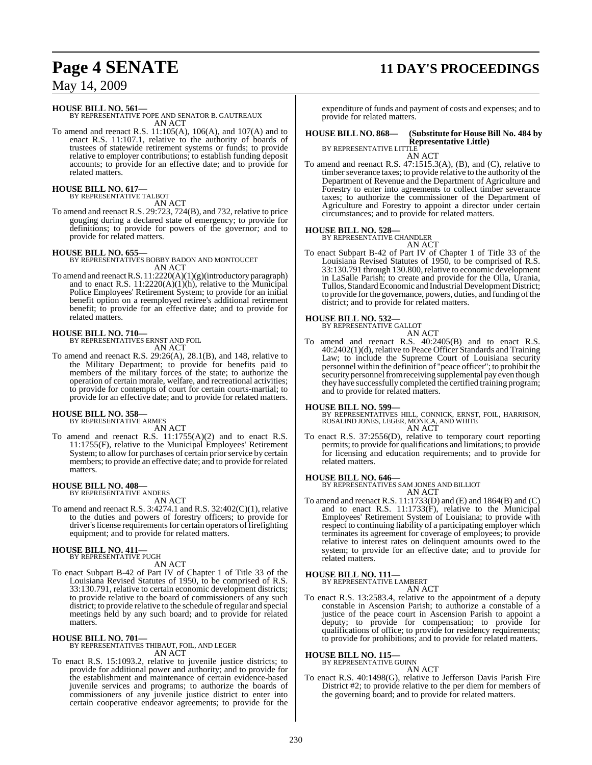**HOUSE BILL NO. 561—**
BY REPRESENTATIVE POPE AND SENATOR B. GAUTREAUX
AN ACT

To amend and reenact R.S. 11:105(A), 106(A), and 107(A) and to enact R.S. 11:107.1, relative to the authority of boards of trustees of statewide retirement systems or funds; to provide relative to employer contributions; to establish funding deposit accounts; to provide for an effective date; and to provide for related matters.

**HOUSE BILL NO. 617—**
BY REPRESENTATIVE TALBOT
AN ACT

To amend and reenact R.S. 29:723, 724(B), and 732, relative to price gouging during a declared state of emergency; to provide for definitions; to provide for powers of the governor; and to provide for related matters.

**HOUSE BILL NO. 655—**
BY REPRESENTATIVES BOBBY BADON AND MONTOUCET
AN ACT

To amend and reenact R.S. 11:2220(A)(1)(g)(introductory paragraph) and to enact R.S. 11:2220(A)(1)(h), relative to the Municipal Police Employees' Retirement System; to provide for an initial benefit option on a reemployed retiree's additional retirement benefit; to provide for an effective date; and to provide for related matters.

**HOUSE BILL NO. 710—**
BY REPRESENTATIVES ERNST AND FOIL
AN ACT

To amend and reenact R.S. 29:26(A), 28.1(B), and 148, relative to the Military Department; to provide for benefits paid to members of the military forces of the state; to authorize the operation of certain morale, welfare, and recreational activities; to provide for contempts of court for certain courts-martial; to provide for an effective date; and to provide for related matters.

**HOUSE BILL NO. 358—**
BY REPRESENTATIVE ARMES
AN ACT

To amend and reenact R.S. 11:1755(A)(2) and to enact R.S. 11:1755(F), relative to the Municipal Employees' Retirement System; to allow for purchases of certain prior service by certain members; to provide an effective date; and to provide for related matters.

**HOUSE BILL NO. 408—**
BY REPRESENTATIVE ANDERS
AN ACT

To amend and reenact R.S. 3:4274.1 and R.S. 32:402(C)(1), relative to the duties and powers of forestry officers; to provide for driver's license requirements for certain operators of firefighting equipment; and to provide for related matters.

**HOUSE BILL NO. 411—**
BY REPRESENTATIVE PUGH
AN ACT

To enact Subpart B-42 of Part IV of Chapter 1 of Title 33 of the Louisiana Revised Statutes of 1950, to be comprised of R.S. 33:130.791, relative to certain economic development districts; to provide relative to the board of commissioners of any such district; to provide relative to the schedule of regular and special meetings held by any such board; and to provide for related matters.

**HOUSE BILL NO. 701—**
BY REPRESENTATIVES THIBAUT, FOIL, AND LEGER
AN ACT

To enact R.S. 15:1093.2, relative to juvenile justice districts; to provide for additional power and authority; and to provide for the establishment and maintenance of certain evidence-based juvenile services and programs; to authorize the boards of commissioners of any juvenile justice district to enter into certain cooperative endeavor agreements; to provide for the expenditure of funds and payment of costs and expenses; and to provide for related matters.

**HOUSE BILL NO. 868— (Substitute for House Bill No. 484 by Representative Little)**
BY REPRESENTATIVE LITTLE
AN ACT

To amend and reenact R.S. 47:1515.3(A), (B), and (C), relative to timber severance taxes; to provide relative to the authority of the Department of Revenue and the Department of Agriculture and Forestry to enter into agreements to collect timber severance taxes; to authorize the commissioner of the Department of Agriculture and Forestry to appoint a director under certain circumstances; and to provide for related matters.

**HOUSE BILL NO. 528—**
BY REPRESENTATIVE CHANDLER
AN ACT

To enact Subpart B-42 of Part IV of Chapter 1 of Title 33 of the Louisiana Revised Statutes of 1950, to be comprised of R.S. 33:130.791 through 130.800, relative to economic development in LaSalle Parish; to create and provide for the Olla, Urania, Tullos, Standard Economic and Industrial Development District; to provide for the governance, powers, duties, and funding of the district; and to provide for related matters.

**HOUSE BILL NO. 532—**
BY REPRESENTATIVE GALLOT
AN ACT

To amend and reenact R.S. 40:2405(B) and to enact R.S. 40:2402(1)(d), relative to Peace Officer Standards and Training Law; to include the Supreme Court of Louisiana security personnel within the definition of "peace officer"; to prohibit the security personnel from receiving supplemental pay even though they have successfully completed the certified training program; and to provide for related matters.

**HOUSE BILL NO. 599—**
BY REPRESENTATIVES HILL, CONNICK, ERNST, FOIL, HARRISON, ROSALIND JONES, LEGER, MONICA, AND WHITE
AN ACT

To enact R.S. 37:2556(D), relative to temporary court reporting permits; to provide for qualifications and limitations; to provide for licensing and education requirements; and to provide for related matters.

**HOUSE BILL NO. 646—**
BY REPRESENTATIVES SAM JONES AND BILLIOT
AN ACT

To amend and reenact R.S. 11:1733(D) and (E) and 1864(B) and (C) and to enact R.S. 11:1733(F), relative to the Municipal Employees' Retirement System of Louisiana; to provide with respect to continuing liability of a participating employer which terminates its agreement for coverage of employees; to provide relative to interest rates on delinquent amounts owed to the system; to provide for an effective date; and to provide for related matters.

**HOUSE BILL NO. 111—**
BY REPRESENTATIVE LAMBERT
AN ACT

To enact R.S. 13:2583.4, relative to the appointment of a deputy constable in Ascension Parish; to authorize a constable of a justice of the peace court in Ascension Parish to appoint a deputy; to provide for compensation; to provide for qualifications of office; to provide for residency requirements; to provide for prohibitions; and to provide for related matters.

**HOUSE BILL NO. 115—**
BY REPRESENTATIVE GUINN
AN ACT

To enact R.S. 40:1498(G), relative to Jefferson Davis Parish Fire District #2; to provide relative to the per diem for members of the governing board; and to provide for related matters.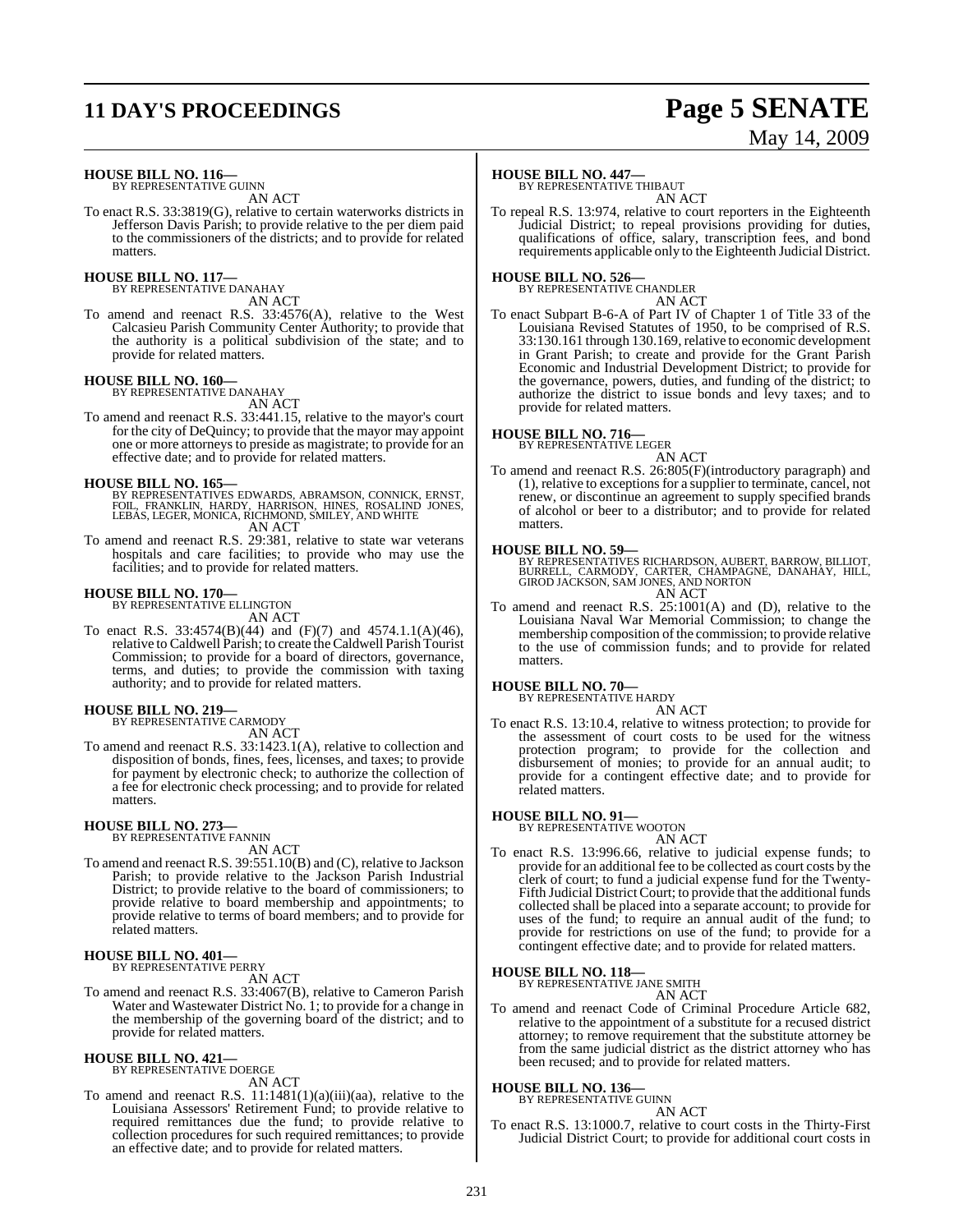**HOUSE BILL NO. 116—**
BY REPRESENTATIVE GUINN

AN ACT

To enact R.S. 33:3819(G), relative to certain waterworks districts in Jefferson Davis Parish; to provide relative to the per diem paid to the commissioners of the districts; and to provide for related matters.

**HOUSE BILL NO. 117—**
BY REPRESENTATIVE DANAHAY

AN ACT

To amend and reenact R.S. 33:4576(A), relative to the West Calcasieu Parish Community Center Authority; to provide that the authority is a political subdivision of the state; and to provide for related matters.

**HOUSE BILL NO. 160—**
BY REPRESENTATIVE DANAHAY

AN ACT

To amend and reenact R.S. 33:441.15, relative to the mayor's court for the city of DeQuincy; to provide that the mayor may appoint one or more attorneys to preside as magistrate; to provide for an effective date; and to provide for related matters.

**HOUSE BILL NO. 165—**
BY REPRESENTATIVES EDWARDS, ABRAMSON, CONNICK, ERNST, FOIL, FRANKLIN, HARDY, HARRISON, HINES, ROSALIND JONES, LEBAS, LEGER, MONICA, RICHMOND, SMILEY, AND WHITE

AN ACT

To amend and reenact R.S. 29:381, relative to state war veterans hospitals and care facilities; to provide who may use the facilities; and to provide for related matters.

**HOUSE BILL NO. 170—**
BY REPRESENTATIVE ELLINGTON

AN ACT

To enact R.S. 33:4574(B)(44) and (F)(7) and 4574.1.1(A)(46), relative to Caldwell Parish; to create the Caldwell Parish Tourist Commission; to provide for a board of directors, governance, terms, and duties; to provide the commission with taxing authority; and to provide for related matters.

**HOUSE BILL NO. 219—**
BY REPRESENTATIVE CARMODY

AN ACT

To amend and reenact R.S. 33:1423.1(A), relative to collection and disposition of bonds, fines, fees, licenses, and taxes; to provide for payment by electronic check; to authorize the collection of a fee for electronic check processing; and to provide for related matters.

**HOUSE BILL NO. 273—**
BY REPRESENTATIVE FANNIN

AN ACT

To amend and reenact R.S. 39:551.10(B) and (C), relative to Jackson Parish; to provide relative to the Jackson Parish Industrial District; to provide relative to the board of commissioners; to provide relative to board membership and appointments; to provide relative to terms of board members; and to provide for related matters.

**HOUSE BILL NO. 401—**
BY REPRESENTATIVE PERRY

AN ACT

To amend and reenact R.S. 33:4067(B), relative to Cameron Parish Water and Wastewater District No. 1; to provide for a change in the membership of the governing board of the district; and to provide for related matters.

**HOUSE BILL NO. 421—**
BY REPRESENTATIVE DOERGE

AN ACT

To amend and reenact R.S. 11:1481(1)(a)(iii)(aa), relative to the Louisiana Assessors' Retirement Fund; to provide relative to required remittances due the fund; to provide relative to collection procedures for such required remittances; to provide an effective date; and to provide for related matters.

**HOUSE BILL NO. 447—**
BY REPRESENTATIVE THIBAUT

AN ACT

To repeal R.S. 13:974, relative to court reporters in the Eighteenth Judicial District; to repeal provisions providing for duties, qualifications of office, salary, transcription fees, and bond requirements applicable only to the Eighteenth Judicial District.

**HOUSE BILL NO. 526—**
BY REPRESENTATIVE CHANDLER

AN ACT

To enact Subpart B-6-A of Part IV of Chapter 1 of Title 33 of the Louisiana Revised Statutes of 1950, to be comprised of R.S. 33:130.161 through 130.169, relative to economic development in Grant Parish; to create and provide for the Grant Parish Economic and Industrial Development District; to provide for the governance, powers, duties, and funding of the district; to authorize the district to issue bonds and levy taxes; and to provide for related matters.

**HOUSE BILL NO. 716—**
BY REPRESENTATIVE LEGER

AN ACT

To amend and reenact R.S. 26:805(F)(introductory paragraph) and (1), relative to exceptions for a supplier to terminate, cancel, not renew, or discontinue an agreement to supply specified brands of alcohol or beer to a distributor; and to provide for related matters.

**HOUSE BILL NO. 59—**
BY REPRESENTATIVES RICHARDSON, AUBERT, BARROW, BILLIOT, BURRELL, CARMODY, CARTER, CHAMPAGNE, DANAHAY, HILL, GIROD JACKSON, SAM JONES, AND NORTON

AN ACT

To amend and reenact R.S. 25:1001(A) and (D), relative to the Louisiana Naval War Memorial Commission; to change the membership composition of the commission; to provide relative to the use of commission funds; and to provide for related matters.

**HOUSE BILL NO. 70—**
BY REPRESENTATIVE HARDY

AN ACT

To enact R.S. 13:10.4, relative to witness protection; to provide for the assessment of court costs to be used for the witness protection program; to provide for the collection and disbursement of monies; to provide for an annual audit; to provide for a contingent effective date; and to provide for related matters.

**HOUSE BILL NO. 91—**
BY REPRESENTATIVE WOOTON

AN ACT

To enact R.S. 13:996.66, relative to judicial expense funds; to provide for an additional fee to be collected as court costs by the clerk of court; to fund a judicial expense fund for the Twenty-Fifth Judicial District Court; to provide that the additional funds collected shall be placed into a separate account; to provide for uses of the fund; to require an annual audit of the fund; to provide for restrictions on use of the fund; to provide for a contingent effective date; and to provide for related matters.

**HOUSE BILL NO. 118—**
BY REPRESENTATIVE JANE SMITH

AN ACT

To amend and reenact Code of Criminal Procedure Article 682, relative to the appointment of a substitute for a recused district attorney; to remove requirement that the substitute attorney be from the same judicial district as the district attorney who has been recused; and to provide for related matters.

**HOUSE BILL NO. 136—**
BY REPRESENTATIVE GUINN

AN ACT

To enact R.S. 13:1000.7, relative to court costs in the Thirty-First Judicial District Court; to provide for additional court costs in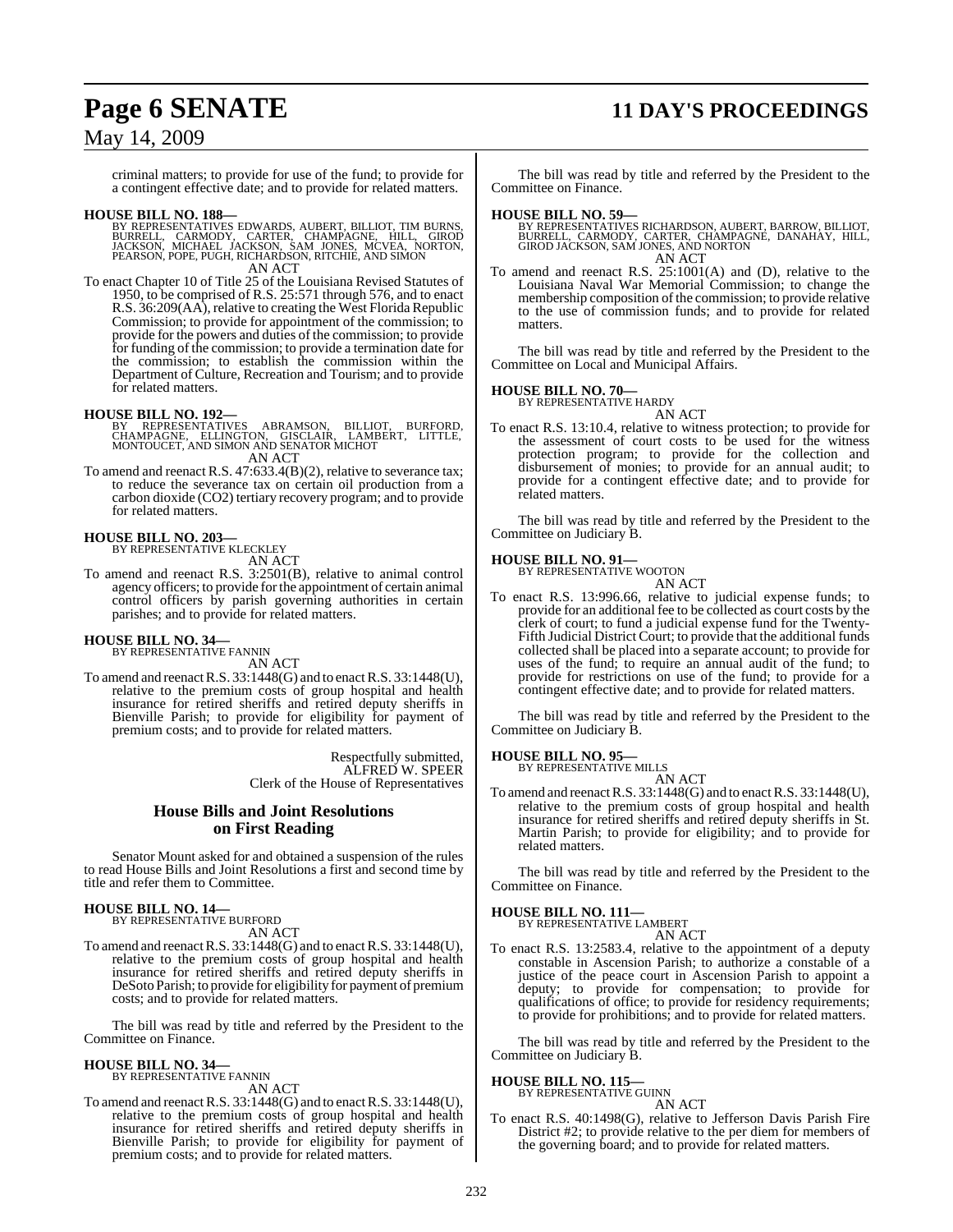criminal matters; to provide for use of the fund; to provide for a contingent effective date; and to provide for related matters.

**HOUSE BILL NO. 188—**
BY REPRESENTATIVES EDWARDS, AUBERT, BILLIOT, TIM BURNS, BURRELL, CARMODY, CARTER, CHAMPAGNE, HILL, GIROD JACKSON, MICHAEL JACKSON, SAM JONES, MCVEA, NORTON, PEARSON, POPE, PUGH, RICHARDSON, RITCHIE, AND SIMON
AN ACT

To enact Chapter 10 of Title 25 of the Louisiana Revised Statutes of 1950, to be comprised of R.S. 25:571 through 576, and to enact R.S. 36:209(AA), relative to creating the West Florida Republic Commission; to provide for appointment of the commission; to provide for the powers and duties of the commission; to provide for funding of the commission; to provide a termination date for the commission; to establish the commission within the Department of Culture, Recreation and Tourism; and to provide for related matters.

**HOUSE BILL NO. 192—**
BY REPRESENTATIVES ABRAMSON, BILLIOT, BURFORD, CHAMPAGNE, ELLINGTON, GISCLAIR, LAMBERT, LITTLE, MONTOUCET, AND SIMON AND SENATOR MICHOT
AN ACT

To amend and reenact R.S. 47:633.4(B)(2), relative to severance tax; to reduce the severance tax on certain oil production from a carbon dioxide (CO2) tertiary recovery program; and to provide for related matters.

**HOUSE BILL NO. 203—**
BY REPRESENTATIVE KLECKLEY
AN ACT

To amend and reenact R.S. 3:2501(B), relative to animal control agency officers; to provide for the appointment of certain animal control officers by parish governing authorities in certain parishes; and to provide for related matters.

**HOUSE BILL NO. 34—**
BY REPRESENTATIVE FANNIN
AN ACT

To amend and reenact R.S. 33:1448(G) and to enact R.S. 33:1448(U), relative to the premium costs of group hospital and health insurance for retired sheriffs and retired deputy sheriffs in Bienville Parish; to provide for eligibility for payment of premium costs; and to provide for related matters.

Respectfully submitted,
ALFRED W. SPEER
Clerk of the House of Representatives

## House Bills and Joint Resolutions on First Reading

Senator Mount asked for and obtained a suspension of the rules to read House Bills and Joint Resolutions a first and second time by title and refer them to Committee.

**HOUSE BILL NO. 14—**
BY REPRESENTATIVE BURFORD
AN ACT

To amend and reenact R.S. 33:1448(G) and to enact R.S. 33:1448(U), relative to the premium costs of group hospital and health insurance for retired sheriffs and retired deputy sheriffs in DeSoto Parish; to provide for eligibility for payment of premium costs; and to provide for related matters.

The bill was read by title and referred by the President to the Committee on Finance.

**HOUSE BILL NO. 34—**
BY REPRESENTATIVE FANNIN
AN ACT

To amend and reenact R.S. 33:1448(G) and to enact R.S. 33:1448(U), relative to the premium costs of group hospital and health insurance for retired sheriffs and retired deputy sheriffs in Bienville Parish; to provide for eligibility for payment of premium costs; and to provide for related matters.

The bill was read by title and referred by the President to the Committee on Finance.

**HOUSE BILL NO. 59—**
BY REPRESENTATIVES RICHARDSON, AUBERT, BARROW, BILLIOT, BURRELL, CARMODY, CARTER, CHAMPAGNE, DANAHAY, HILL, GIROD JACKSON, SAM JONES, AND NORTON
AN ACT

To amend and reenact R.S. 25:1001(A) and (D), relative to the Louisiana Naval War Memorial Commission; to change the membership composition of the commission; to provide relative to the use of commission funds; and to provide for related matters.

The bill was read by title and referred by the President to the Committee on Local and Municipal Affairs.

**HOUSE BILL NO. 70—**
BY REPRESENTATIVE HARDY
AN ACT

To enact R.S. 13:10.4, relative to witness protection; to provide for the assessment of court costs to be used for the witness protection program; to provide for the collection and disbursement of monies; to provide for an annual audit; to provide for a contingent effective date; and to provide for related matters.

The bill was read by title and referred by the President to the Committee on Judiciary B.

**HOUSE BILL NO. 91—**
BY REPRESENTATIVE WOOTON
AN ACT

To enact R.S. 13:996.66, relative to judicial expense funds; to provide for an additional fee to be collected as court costs by the clerk of court; to fund a judicial expense fund for the Twenty-Fifth Judicial District Court; to provide that the additional funds collected shall be placed into a separate account; to provide for uses of the fund; to require an annual audit of the fund; to provide for restrictions on use of the fund; to provide for a contingent effective date; and to provide for related matters.

The bill was read by title and referred by the President to the Committee on Judiciary B.

**HOUSE BILL NO. 95—**
BY REPRESENTATIVE MILLS
AN ACT

To amend and reenact R.S. 33:1448(G) and to enact R.S. 33:1448(U), relative to the premium costs of group hospital and health insurance for retired sheriffs and retired deputy sheriffs in St. Martin Parish; to provide for eligibility; and to provide for related matters.

The bill was read by title and referred by the President to the Committee on Finance.

**HOUSE BILL NO. 111—**
BY REPRESENTATIVE LAMBERT
AN ACT

To enact R.S. 13:2583.4, relative to the appointment of a deputy constable in Ascension Parish; to authorize a constable of a justice of the peace court in Ascension Parish to appoint a deputy; to provide for compensation; to provide for qualifications of office; to provide for residency requirements; to provide for prohibitions; and to provide for related matters.

The bill was read by title and referred by the President to the Committee on Judiciary B.

**HOUSE BILL NO. 115—**
BY REPRESENTATIVE GUINN
AN ACT

To enact R.S. 40:1498(G), relative to Jefferson Davis Parish Fire District #2; to provide relative to the per diem for members of the governing board; and to provide for related matters.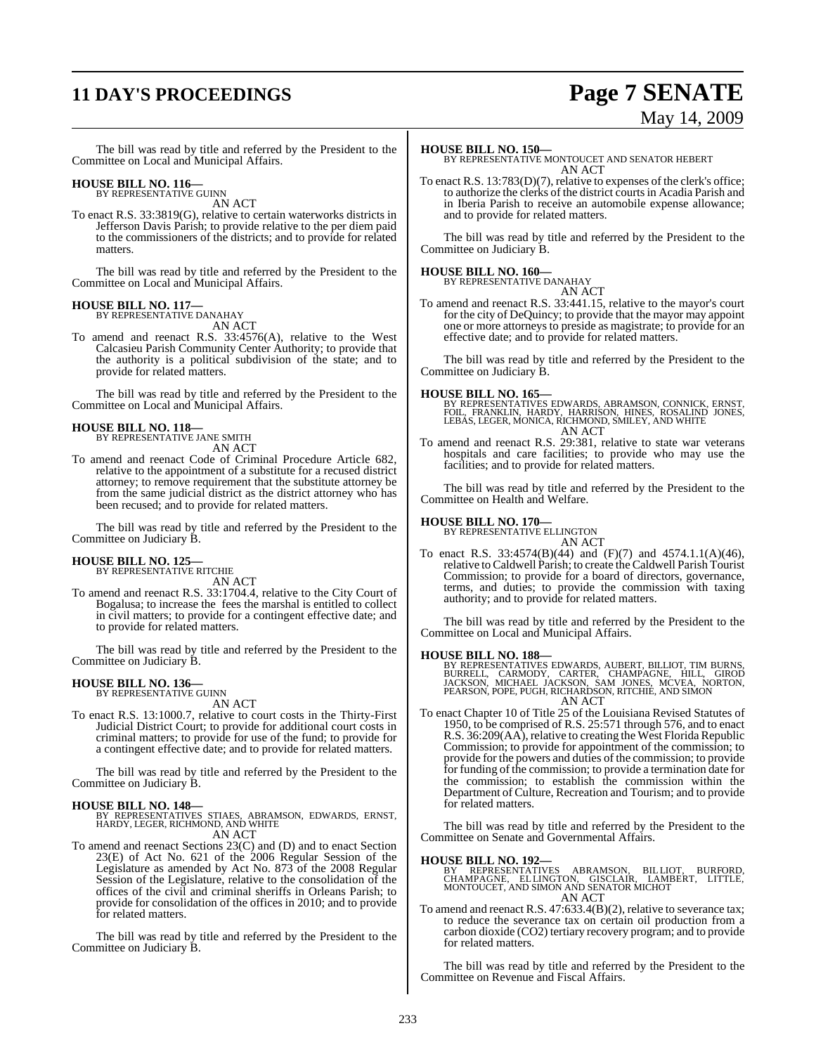The bill was read by title and referred by the President to the Committee on Local and Municipal Affairs.

**HOUSE BILL NO. 116—**
BY REPRESENTATIVE GUINN
AN ACT

To enact R.S. 33:3819(G), relative to certain waterworks districts in Jefferson Davis Parish; to provide relative to the per diem paid to the commissioners of the districts; and to provide for related matters.

The bill was read by title and referred by the President to the Committee on Local and Municipal Affairs.

**HOUSE BILL NO. 117—**
BY REPRESENTATIVE DANAHAY
AN ACT

To amend and reenact R.S. 33:4576(A), relative to the West Calcasieu Parish Community Center Authority; to provide that the authority is a political subdivision of the state; and to provide for related matters.

The bill was read by title and referred by the President to the Committee on Local and Municipal Affairs.

**HOUSE BILL NO. 118—**
BY REPRESENTATIVE JANE SMITH
AN ACT

To amend and reenact Code of Criminal Procedure Article 682, relative to the appointment of a substitute for a recused district attorney; to remove requirement that the substitute attorney be from the same judicial district as the district attorney who has been recused; and to provide for related matters.

The bill was read by title and referred by the President to the Committee on Judiciary B.

**HOUSE BILL NO. 125—**
BY REPRESENTATIVE RITCHIE
AN ACT

To amend and reenact R.S. 33:1704.4, relative to the City Court of Bogalusa; to increase the fees the marshal is entitled to collect in civil matters; to provide for a contingent effective date; and to provide for related matters.

The bill was read by title and referred by the President to the Committee on Judiciary B.

**HOUSE BILL NO. 136—**
BY REPRESENTATIVE GUINN
AN ACT

To enact R.S. 13:1000.7, relative to court costs in the Thirty-First Judicial District Court; to provide for additional court costs in criminal matters; to provide for use of the fund; to provide for a contingent effective date; and to provide for related matters.

The bill was read by title and referred by the President to the Committee on Judiciary B.

**HOUSE BILL NO. 148—**
BY REPRESENTATIVES STIAES, ABRAMSON, EDWARDS, ERNST, HARDY, LEGER, RICHMOND, AND WHITE
AN ACT

To amend and reenact Sections 23(C) and (D) and to enact Section 23(E) of Act No. 621 of the 2006 Regular Session of the Legislature as amended by Act No. 873 of the 2008 Regular Session of the Legislature, relative to the consolidation of the offices of the civil and criminal sheriffs in Orleans Parish; to provide for consolidation of the offices in 2010; and to provide for related matters.

The bill was read by title and referred by the President to the Committee on Judiciary B.

**HOUSE BILL NO. 150—**
BY REPRESENTATIVE MONTOUCET AND SENATOR HEBERT
AN ACT

To enact R.S. 13:783(D)(7), relative to expenses of the clerk's office; to authorize the clerks of the district courts in Acadia Parish and in Iberia Parish to receive an automobile expense allowance; and to provide for related matters.

The bill was read by title and referred by the President to the Committee on Judiciary B.

**HOUSE BILL NO. 160—**
BY REPRESENTATIVE DANAHAY
AN ACT

To amend and reenact R.S. 33:441.15, relative to the mayor's court for the city of DeQuincy; to provide that the mayor may appoint one or more attorneys to preside as magistrate; to provide for an effective date; and to provide for related matters.

The bill was read by title and referred by the President to the Committee on Judiciary B.

**HOUSE BILL NO. 165—**
BY REPRESENTATIVES EDWARDS, ABRAMSON, CONNICK, ERNST, FOIL, FRANKLIN, HARDY, HARRISON, HINES, ROSALIND JONES, LEBAS, LEGER, MONICA, RICHMOND, SMILEY, AND WHITE
AN ACT

To amend and reenact R.S. 29:381, relative to state war veterans hospitals and care facilities; to provide who may use the facilities; and to provide for related matters.

The bill was read by title and referred by the President to the Committee on Health and Welfare.

**HOUSE BILL NO. 170—**
BY REPRESENTATIVE ELLINGTON
AN ACT

To enact R.S. 33:4574(B)(44) and (F)(7) and 4574.1.1(A)(46), relative to Caldwell Parish; to create the Caldwell Parish Tourist Commission; to provide for a board of directors, governance, terms, and duties; to provide the commission with taxing authority; and to provide for related matters.

The bill was read by title and referred by the President to the Committee on Local and Municipal Affairs.

**HOUSE BILL NO. 188—**
BY REPRESENTATIVES EDWARDS, AUBERT, BILLIOT, TIM BURNS, BURRELL, CARMODY, CARTER, CHAMPAGNE, HILL, GIROD JACKSON, MICHAEL JACKSON, SAM JONES, MCVEA, NORTON, PEARSON, POPE, PUGH, RICHARDSON, RITCHIE, AND SIMON
AN ACT

To enact Chapter 10 of Title 25 of the Louisiana Revised Statutes of 1950, to be comprised of R.S. 25:571 through 576, and to enact R.S. 36:209(AA), relative to creating the West Florida Republic Commission; to provide for appointment of the commission; to provide for the powers and duties of the commission; to provide for funding of the commission; to provide a termination date for the commission; to establish the commission within the Department of Culture, Recreation and Tourism; and to provide for related matters.

The bill was read by title and referred by the President to the Committee on Senate and Governmental Affairs.

**HOUSE BILL NO. 192—**
BY REPRESENTATIVES ABRAMSON, BILLIOT, BURFORD, CHAMPAGNE, ELLINGTON, GISCLAIR, LAMBERT, LITTLE, MONTOUCET, AND SIMON AND SENATOR MICHOT
AN ACT

To amend and reenact R.S. 47:633.4(B)(2), relative to severance tax; to reduce the severance tax on certain oil production from a carbon dioxide ($CO_2$) tertiary recovery program; and to provide for related matters.

The bill was read by title and referred by the President to the Committee on Revenue and Fiscal Affairs.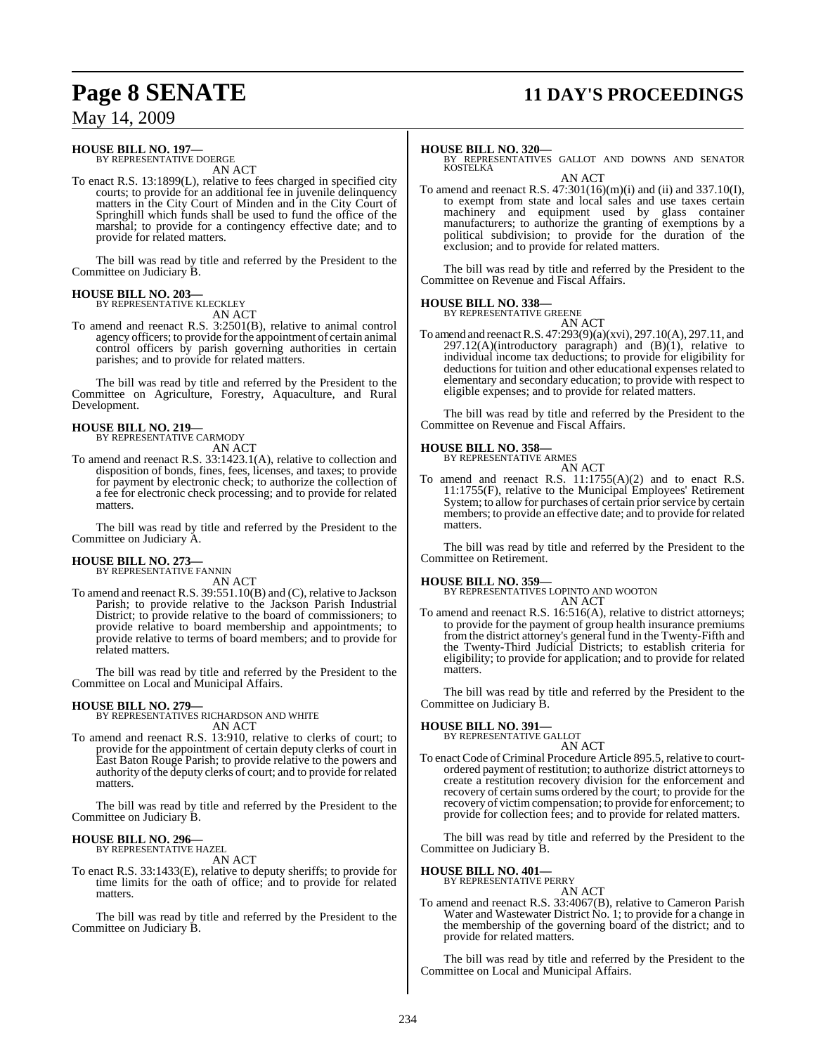**HOUSE BILL NO. 197—**
BY REPRESENTATIVE DOERGE

AN ACT

To enact R.S. 13:1899(L), relative to fees charged in specified city courts; to provide for an additional fee in juvenile delinquency matters in the City Court of Minden and in the City Court of Springhill which funds shall be used to fund the office of the marshal; to provide for a contingency effective date; and to provide for related matters.

The bill was read by title and referred by the President to the Committee on Judiciary B.

**HOUSE BILL NO. 203—**
BY REPRESENTATIVE KLECKLEY

AN ACT

To amend and reenact R.S. 3:2501(B), relative to animal control agency officers; to provide for the appointment of certain animal control officers by parish governing authorities in certain parishes; and to provide for related matters.

The bill was read by title and referred by the President to the Committee on Agriculture, Forestry, Aquaculture, and Rural Development.

**HOUSE BILL NO. 219—**
BY REPRESENTATIVE CARMODY

AN ACT

To amend and reenact R.S. 33:1423.1(A), relative to collection and disposition of bonds, fines, fees, licenses, and taxes; to provide for payment by electronic check; to authorize the collection of a fee for electronic check processing; and to provide for related matters.

The bill was read by title and referred by the President to the Committee on Judiciary A.

**HOUSE BILL NO. 273—**
BY REPRESENTATIVE FANNIN

AN ACT

To amend and reenact R.S. 39:551.10(B) and (C), relative to Jackson Parish; to provide relative to the Jackson Parish Industrial District; to provide relative to the board of commissioners; to provide relative to board membership and appointments; to provide relative to terms of board members; and to provide for related matters.

The bill was read by title and referred by the President to the Committee on Local and Municipal Affairs.

**HOUSE BILL NO. 279—**
BY REPRESENTATIVES RICHARDSON AND WHITE

AN ACT

To amend and reenact R.S. 13:910, relative to clerks of court; to provide for the appointment of certain deputy clerks of court in East Baton Rouge Parish; to provide relative to the powers and authority of the deputy clerks of court; and to provide for related matters.

The bill was read by title and referred by the President to the Committee on Judiciary B.

**HOUSE BILL NO. 296—**
BY REPRESENTATIVE HAZEL

AN ACT

To enact R.S. 33:1433(E), relative to deputy sheriffs; to provide for time limits for the oath of office; and to provide for related matters.

The bill was read by title and referred by the President to the Committee on Judiciary B.

**HOUSE BILL NO. 320—**
BY REPRESENTATIVES GALLOT AND DOWNS AND SENATOR KOSTELKA

AN ACT

To amend and reenact R.S. 47:301(16)(m)(i) and (ii) and 337.10(I), to exempt from state and local sales and use taxes certain machinery and equipment used by glass container manufacturers; to authorize the granting of exemptions by a political subdivision; to provide for the duration of the exclusion; and to provide for related matters.

The bill was read by title and referred by the President to the Committee on Revenue and Fiscal Affairs.

**HOUSE BILL NO. 338—**
BY REPRESENTATIVE GREENE

AN ACT

To amend and reenact R.S. 47:293(9)(a)(xvi), 297.10(A), 297.11, and 297.12(A)(introductory paragraph) and (B)(1), relative to individual income tax deductions; to provide for eligibility for deductions for tuition and other educational expenses related to elementary and secondary education; to provide with respect to eligible expenses; and to provide for related matters.

The bill was read by title and referred by the President to the Committee on Revenue and Fiscal Affairs.

**HOUSE BILL NO. 358—**
BY REPRESENTATIVE ARMES

AN ACT

To amend and reenact R.S. 11:1755(A)(2) and to enact R.S. 11:1755(F), relative to the Municipal Employees' Retirement System; to allow for purchases of certain prior service by certain members; to provide an effective date; and to provide for related matters.

The bill was read by title and referred by the President to the Committee on Retirement.

**HOUSE BILL NO. 359—**
BY REPRESENTATIVES LOPINTO AND WOOTON

AN ACT

To amend and reenact R.S. 16:516(A), relative to district attorneys; to provide for the payment of group health insurance premiums from the district attorney's general fund in the Twenty-Fifth and the Twenty-Third Judicial Districts; to establish criteria for eligibility; to provide for application; and to provide for related matters.

The bill was read by title and referred by the President to the Committee on Judiciary B.

**HOUSE BILL NO. 391—**
BY REPRESENTATIVE GALLOT

AN ACT

To enact Code of Criminal Procedure Article 895.5, relative to court-ordered payment of restitution; to authorize district attorneys to create a restitution recovery division for the enforcement and recovery of certain sums ordered by the court; to provide for the recovery of victim compensation; to provide for enforcement; to provide for collection fees; and to provide for related matters.

The bill was read by title and referred by the President to the Committee on Judiciary B.

**HOUSE BILL NO. 401—**
BY REPRESENTATIVE PERRY

AN ACT

To amend and reenact R.S. 33:4067(B), relative to Cameron Parish Water and Wastewater District No. 1; to provide for a change in the membership of the governing board of the district; and to provide for related matters.

The bill was read by title and referred by the President to the Committee on Local and Municipal Affairs.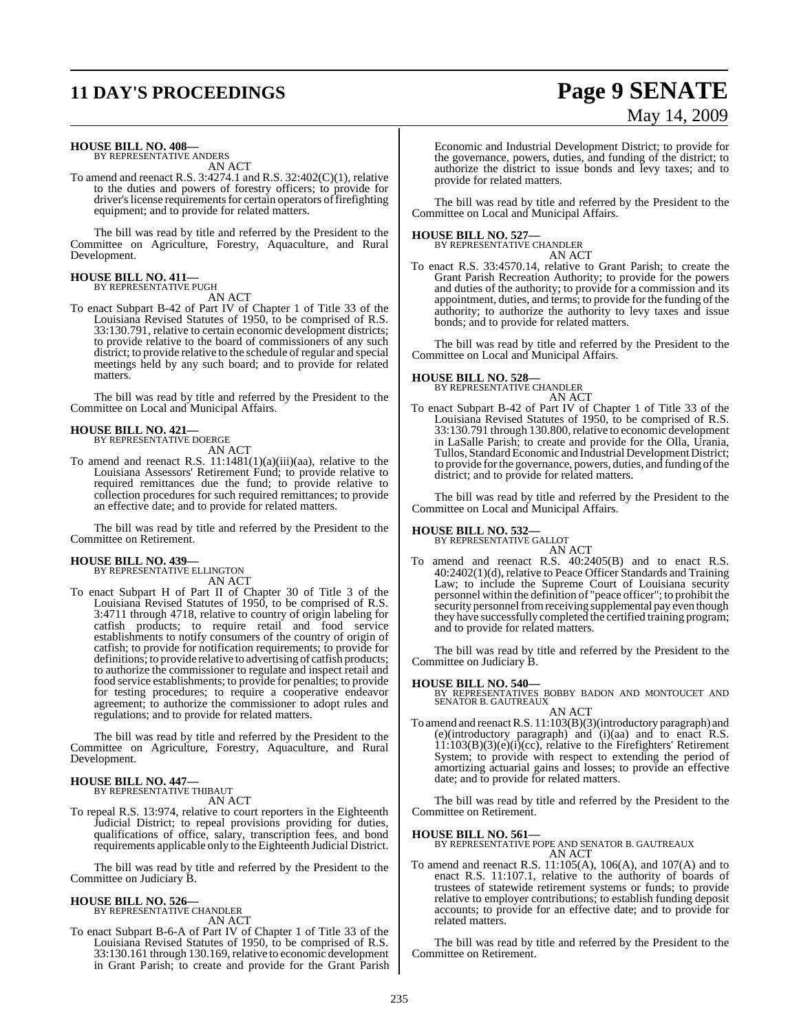**HOUSE BILL NO. 408—**
BY REPRESENTATIVE ANDERS

AN ACT

To amend and reenact R.S. 3:4274.1 and R.S. 32:402(C)(1), relative to the duties and powers of forestry officers; to provide for driver's license requirements for certain operators of firefighting equipment; and to provide for related matters.

The bill was read by title and referred by the President to the Committee on Agriculture, Forestry, Aquaculture, and Rural Development.

**HOUSE BILL NO. 411—**
BY REPRESENTATIVE PUGH

AN ACT

To enact Subpart B-42 of Part IV of Chapter 1 of Title 33 of the Louisiana Revised Statutes of 1950, to be comprised of R.S. 33:130.791, relative to certain economic development districts; to provide relative to the board of commissioners of any such district; to provide relative to the schedule of regular and special meetings held by any such board; and to provide for related matters.

The bill was read by title and referred by the President to the Committee on Local and Municipal Affairs.

**HOUSE BILL NO. 421—**
BY REPRESENTATIVE DOERGE

AN ACT

To amend and reenact R.S. 11:1481(1)(a)(iii)(aa), relative to the Louisiana Assessors' Retirement Fund; to provide relative to required remittances due the fund; to provide relative to collection procedures for such required remittances; to provide an effective date; and to provide for related matters.

The bill was read by title and referred by the President to the Committee on Retirement.

**HOUSE BILL NO. 439—**
BY REPRESENTATIVE ELLINGTON

AN ACT

To enact Subpart H of Part II of Chapter 30 of Title 3 of the Louisiana Revised Statutes of 1950, to be comprised of R.S. 3:4711 through 4718, relative to country of origin labeling for catfish products; to require retail and food service establishments to notify consumers of the country of origin of catfish; to provide for notification requirements; to provide for definitions; to provide relative to advertising of catfish products; to authorize the commissioner to regulate and inspect retail and food service establishments; to provide for penalties; to provide for testing procedures; to require a cooperative endeavor agreement; to authorize the commissioner to adopt rules and regulations; and to provide for related matters.

The bill was read by title and referred by the President to the Committee on Agriculture, Forestry, Aquaculture, and Rural Development.

**HOUSE BILL NO. 447—**
BY REPRESENTATIVE THIBAUT

AN ACT

To repeal R.S. 13:974, relative to court reporters in the Eighteenth Judicial District; to repeal provisions providing for duties, qualifications of office, salary, transcription fees, and bond requirements applicable only to the Eighteenth Judicial District.

The bill was read by title and referred by the President to the Committee on Judiciary B.

**HOUSE BILL NO. 526—**
BY REPRESENTATIVE CHANDLER

AN ACT

To enact Subpart B-6-A of Part IV of Chapter 1 of Title 33 of the Louisiana Revised Statutes of 1950, to be comprised of R.S. 33:130.161 through 130.169, relative to economic development in Grant Parish; to create and provide for the Grant Parish Economic and Industrial Development District; to provide for the governance, powers, duties, and funding of the district; to authorize the district to issue bonds and levy taxes; and to provide for related matters.

The bill was read by title and referred by the President to the Committee on Local and Municipal Affairs.

**HOUSE BILL NO. 527—**
BY REPRESENTATIVE CHANDLER

AN ACT

To enact R.S. 33:4570.14, relative to Grant Parish; to create the Grant Parish Recreation Authority; to provide for the powers and duties of the authority; to provide for a commission and its appointment, duties, and terms; to provide for the funding of the authority; to authorize the authority to levy taxes and issue bonds; and to provide for related matters.

The bill was read by title and referred by the President to the Committee on Local and Municipal Affairs.

**HOUSE BILL NO. 528—**
BY REPRESENTATIVE CHANDLER

AN ACT

To enact Subpart B-42 of Part IV of Chapter 1 of Title 33 of the Louisiana Revised Statutes of 1950, to be comprised of R.S. 33:130.791 through 130.800, relative to economic development in LaSalle Parish; to create and provide for the Olla, Urania, Tullos, Standard Economic and Industrial Development District; to provide for the governance, powers, duties, and funding of the district; and to provide for related matters.

The bill was read by title and referred by the President to the Committee on Local and Municipal Affairs.

**HOUSE BILL NO. 532—**
BY REPRESENTATIVE GALLOT

AN ACT

To amend and reenact R.S. 40:2405(B) and to enact R.S. 40:2402(1)(d), relative to Peace Officer Standards and Training Law; to include the Supreme Court of Louisiana security personnel within the definition of "peace officer"; to prohibit the security personnel from receiving supplemental pay even though they have successfully completed the certified training program; and to provide for related matters.

The bill was read by title and referred by the President to the Committee on Judiciary B.

**HOUSE BILL NO. 540—**
BY REPRESENTATIVES BOBBY BADON AND MONTOUCET AND SENATOR B. GAUTREAUX

AN ACT

To amend and reenact R.S. 11:103(B)(3)(introductory paragraph) and (e)(introductory paragraph) and (i)(aa) and to enact R.S. 11:103(B)(3)(e)(i)(cc), relative to the Firefighters' Retirement System; to provide with respect to extending the period of amortizing actuarial gains and losses; to provide an effective date; and to provide for related matters.

The bill was read by title and referred by the President to the Committee on Retirement.

**HOUSE BILL NO. 561—**
BY REPRESENTATIVE POPE AND SENATOR B. GAUTREAUX

AN ACT

To amend and reenact R.S. 11:105(A), 106(A), and 107(A) and to enact R.S. 11:107.1, relative to the authority of boards of trustees of statewide retirement systems or funds; to provide relative to employer contributions; to establish funding deposit accounts; to provide for an effective date; and to provide for related matters.

The bill was read by title and referred by the President to the Committee on Retirement.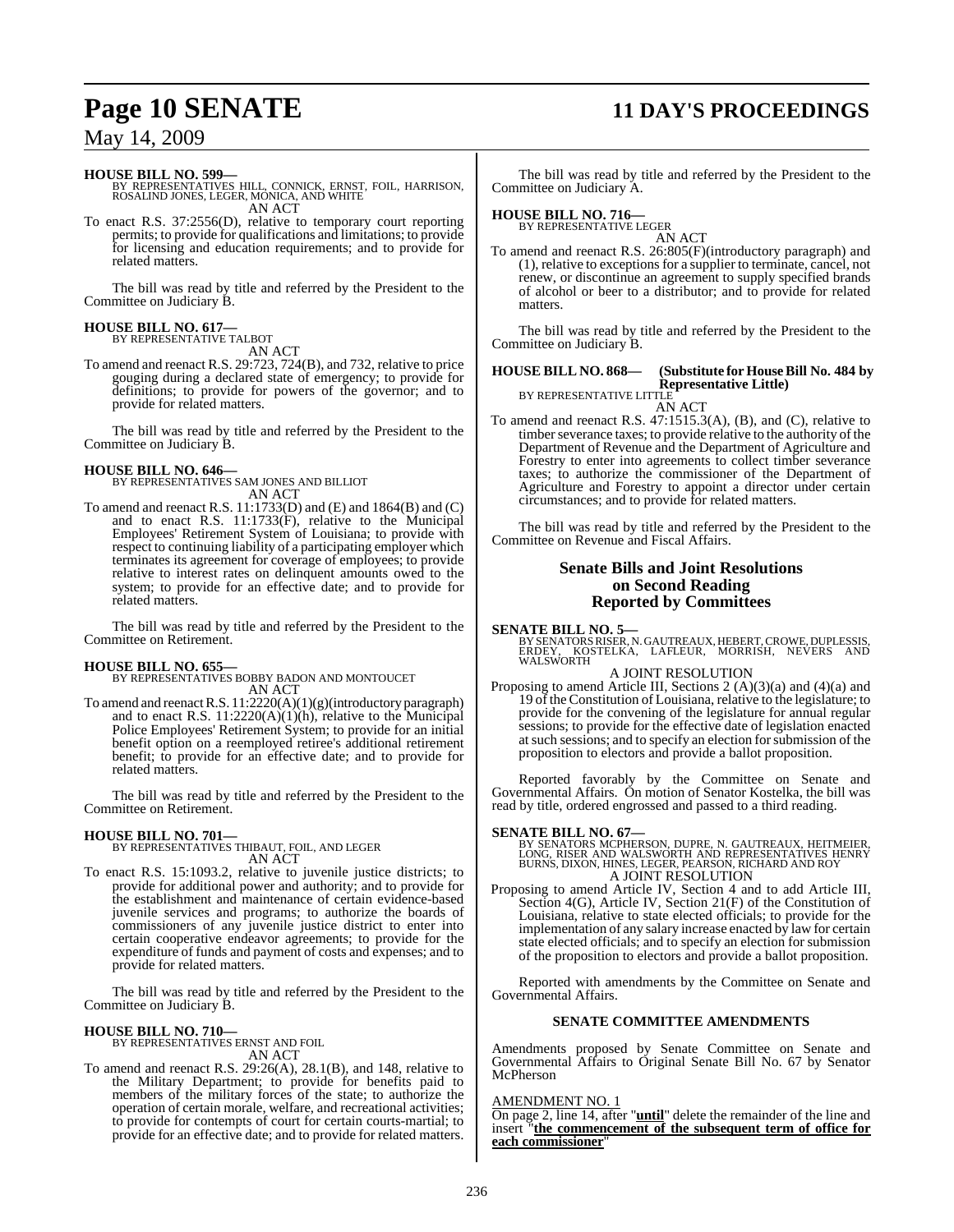**HOUSE BILL NO. 599—**
BY REPRESENTATIVES HILL, CONNICK, ERNST, FOIL, HARRISON, ROSALIND JONES, LEGER, MONICA, AND WHITE
AN ACT

To enact R.S. 37:2556(D), relative to temporary court reporting permits; to provide for qualifications and limitations; to provide for licensing and education requirements; and to provide for related matters.

The bill was read by title and referred by the President to the Committee on Judiciary B.

**HOUSE BILL NO. 617—**
BY REPRESENTATIVE TALBOT
AN ACT

To amend and reenact R.S. 29:723, 724(B), and 732, relative to price gouging during a declared state of emergency; to provide for definitions; to provide for powers of the governor; and to provide for related matters.

The bill was read by title and referred by the President to the Committee on Judiciary B.

**HOUSE BILL NO. 646—**
BY REPRESENTATIVES SAM JONES AND BILLIOT
AN ACT

To amend and reenact R.S. 11:1733(D) and (E) and 1864(B) and (C) and to enact R.S. 11:1733(F), relative to the Municipal Employees' Retirement System of Louisiana; to provide with respect to continuing liability of a participating employer which terminates its agreement for coverage of employees; to provide relative to interest rates on delinquent amounts owed to the system; to provide for an effective date; and to provide for related matters.

The bill was read by title and referred by the President to the Committee on Retirement.

**HOUSE BILL NO. 655—**
BY REPRESENTATIVES BOBBY BADON AND MONTOUCET
AN ACT

To amend and reenact R.S. 11:2220(A)(1)(g)(introductory paragraph) and to enact R.S. 11:2220(A)(1)(h), relative to the Municipal Police Employees' Retirement System; to provide for an initial benefit option on a reemployed retiree's additional retirement benefit; to provide for an effective date; and to provide for related matters.

The bill was read by title and referred by the President to the Committee on Retirement.

**HOUSE BILL NO. 701—**
BY REPRESENTATIVES THIBAUT, FOIL, AND LEGER
AN ACT

To enact R.S. 15:1093.2, relative to juvenile justice districts; to provide for additional power and authority; and to provide for the establishment and maintenance of certain evidence-based juvenile services and programs; to authorize the boards of commissioners of any juvenile justice district to enter into certain cooperative endeavor agreements; to provide for the expenditure of funds and payment of costs and expenses; and to provide for related matters.

The bill was read by title and referred by the President to the Committee on Judiciary B.

**HOUSE BILL NO. 710—**
BY REPRESENTATIVES ERNST AND FOIL
AN ACT

To amend and reenact R.S. 29:26(A), 28.1(B), and 148, relative to the Military Department; to provide for benefits paid to members of the military forces of the state; to authorize the operation of certain morale, welfare, and recreational activities; to provide for contempts of court for certain courts-martial; to provide for an effective date; and to provide for related matters.

The bill was read by title and referred by the President to the Committee on Judiciary A.

**HOUSE BILL NO. 716—**
BY REPRESENTATIVE LEGER
AN ACT

To amend and reenact R.S. 26:805(F)(introductory paragraph) and (1), relative to exceptions for a supplier to terminate, cancel, not renew, or discontinue an agreement to supply specified brands of alcohol or beer to a distributor; and to provide for related matters.

The bill was read by title and referred by the President to the Committee on Judiciary B.

**HOUSE BILL NO. 868— (Substitute for House Bill No. 484 by Representative Little)**
BY REPRESENTATIVE LITTLE
AN ACT

To amend and reenact R.S. 47:1515.3(A), (B), and (C), relative to timber severance taxes; to provide relative to the authority of the Department of Revenue and the Department of Agriculture and Forestry to enter into agreements to collect timber severance taxes; to authorize the commissioner of the Department of Agriculture and Forestry to appoint a director under certain circumstances; and to provide for related matters.

The bill was read by title and referred by the President to the Committee on Revenue and Fiscal Affairs.

## Senate Bills and Joint Resolutions on Second Reading Reported by Committees

**SENATE BILL NO. 5—**
BY SENATORS RISER, N. GAUTREAUX, HEBERT, CROWE, DUPLESSIS, ERDEY, KOSTELKA, LAFLEUR, MORRISH, NEVERS AND WALSWORTH
A JOINT RESOLUTION

Proposing to amend Article III, Sections 2 (A)(3)(a) and (4)(a) and 19 of the Constitution of Louisiana, relative to the legislature; to provide for the convening of the legislature for annual regular sessions; to provide for the effective date of legislation enacted at such sessions; and to specify an election for submission of the proposition to electors and provide a ballot proposition.

Reported favorably by the Committee on Senate and Governmental Affairs. On motion of Senator Kostelka, the bill was read by title, ordered engrossed and passed to a third reading.

**SENATE BILL NO. 67—**
BY SENATORS MCPHERSON, DUPRE, N. GAUTREAUX, HEITMEIER, LONG, RISER AND WALSWORTH AND REPRESENTATIVES HENRY BURNS, DIXON, HINES, LEGER, PEARSON, RICHARD AND ROY
A JOINT RESOLUTION

Proposing to amend Article IV, Section 4 and to add Article III, Section 4(G), Article IV, Section 21(F) of the Constitution of Louisiana, relative to state elected officials; to provide for the implementation of any salary increase enacted by law for certain state elected officials; and to specify an election for submission of the proposition to electors and provide a ballot proposition.

Reported with amendments by the Committee on Senate and Governmental Affairs.

### SENATE COMMITTEE AMENDMENTS

Amendments proposed by Senate Committee on Senate and Governmental Affairs to Original Senate Bill No. 67 by Senator McPherson

AMENDMENT NO. 1
On page 2, line 14, after "**until**" delete the remainder of the line and insert "**the commencement of the subsequent term of office for each commissioner**"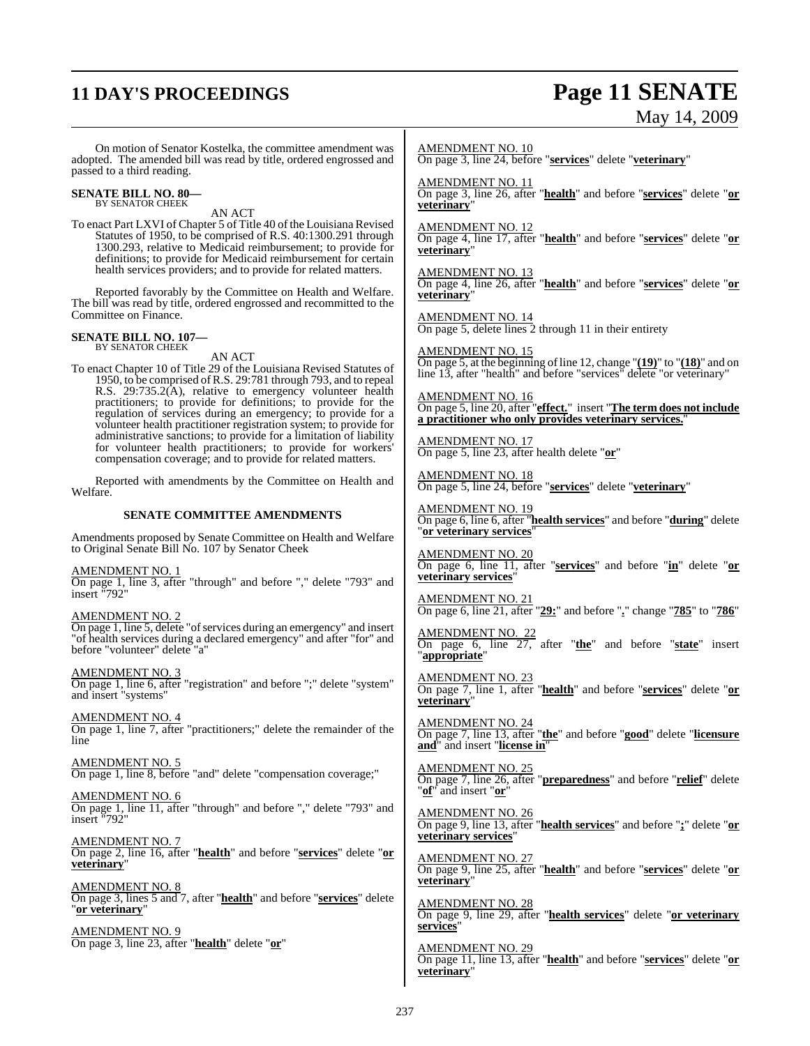On motion of Senator Kostelka, the committee amendment was adopted. The amended bill was read by title, ordered engrossed and passed to a third reading.

**SENATE BILL NO. 80—**
BY SENATOR CHEEK

AN ACT

To enact Part LXVI of Chapter 5 of Title 40 of the Louisiana Revised Statutes of 1950, to be comprised of R.S. 40:1300.291 through 1300.293, relative to Medicaid reimbursement; to provide for definitions; to provide for Medicaid reimbursement for certain health services providers; and to provide for related matters.

Reported favorably by the Committee on Health and Welfare. The bill was read by title, ordered engrossed and recommitted to the Committee on Finance.

**SENATE BILL NO. 107—**
BY SENATOR CHEEK

AN ACT

To enact Chapter 10 of Title 29 of the Louisiana Revised Statutes of 1950, to be comprised of R.S. 29:781 through 793, and to repeal R.S. 29:735.2(A), relative to emergency volunteer health practitioners; to provide for definitions; to provide for the regulation of services during an emergency; to provide for a volunteer health practitioner registration system; to provide for administrative sanctions; to provide for a limitation of liability for volunteer health practitioners; to provide for workers' compensation coverage; and to provide for related matters.

Reported with amendments by the Committee on Health and Welfare.

**SENATE COMMITTEE AMENDMENTS**

Amendments proposed by Senate Committee on Health and Welfare to Original Senate Bill No. 107 by Senator Cheek

AMENDMENT NO. 1
On page 1, line 3, after "through" and before "," delete "793" and insert "792"

AMENDMENT NO. 2
On page 1, line 5, delete "of services during an emergency" and insert "of health services during a declared emergency" and after "for" and before "volunteer" delete "a"

AMENDMENT NO. 3
On page 1, line 6, after "registration" and before ";" delete "system" and insert "systems"

AMENDMENT NO. 4
On page 1, line 7, after "practitioners;" delete the remainder of the line

AMENDMENT NO. 5
On page 1, line 8, before "and" delete "compensation coverage;"

AMENDMENT NO. 6
On page 1, line 11, after "through" and before "," delete "793" and insert "792"

AMENDMENT NO. 7
On page 2, line 16, after "**health**" and before "**services**" delete "**or veterinary**"

AMENDMENT NO. 8
On page 3, lines 5 and 7, after "**health**" and before "**services**" delete "**or veterinary**"

AMENDMENT NO. 9
On page 3, line 23, after "**health**" delete "**or**"

AMENDMENT NO. 10
On page 3, line 24, before "**services**" delete "**veterinary**"

AMENDMENT NO. 11
On page 3, line 26, after "**health**" and before "**services**" delete "**or veterinary**"

AMENDMENT NO. 12
On page 4, line 17, after "**health**" and before "**services**" delete "**or veterinary**"

AMENDMENT NO. 13
On page 4, line 26, after "**health**" and before "**services**" delete "**or veterinary**"

AMENDMENT NO. 14
On page 5, delete lines 2 through 11 in their entirety

AMENDMENT NO. 15
On page 5, at the beginning of line 12, change "**(19)**" to "**(18)**" and on line 13, after "health" and before "services" delete "or veterinary"

AMENDMENT NO. 16
On page 5, line 20, after "**effect.**" insert "**The term does not include a practitioner who only provides veterinary services.**"

AMENDMENT NO. 17
On page 5, line 23, after health delete "**or**"

AMENDMENT NO. 18
On page 5, line 24, before "**services**" delete "**veterinary**"

AMENDMENT NO. 19
On page 6, line 6, after "**health services**" and before "**during**" delete "**or veterinary services**"

AMENDMENT NO. 20
On page 6, line 11, after "**services**" and before "**in**" delete "**or veterinary services**"

AMENDMENT NO. 21
On page 6, line 21, after "**29:**" and before "**.**" change "**785**" to "**786**"

AMENDMENT NO. 22
On page 6, line 27, after "**the**" and before "**state**" insert "**appropriate**"

AMENDMENT NO. 23
On page 7, line 1, after "**health**" and before "**services**" delete "**or veterinary**"

AMENDMENT NO. 24
On page 7, line 13, after "**the**" and before "**good**" delete "**licensure and**" and insert "**license in**"

AMENDMENT NO. 25
On page 7, line 26, after "**preparedness**" and before "**relief**" delete "**of**" and insert "**or**"

AMENDMENT NO. 26
On page 9, line 13, after "**health services**" and before "**;**" delete "**or veterinary services**"

AMENDMENT NO. 27
On page 9, line 25, after "**health**" and before "**services**" delete "**or veterinary**"

AMENDMENT NO. 28
On page 9, line 29, after "**health services**" delete "**or veterinary services**"

AMENDMENT NO. 29
On page 11, line 13, after "**health**" and before "**services**" delete "**or veterinary**"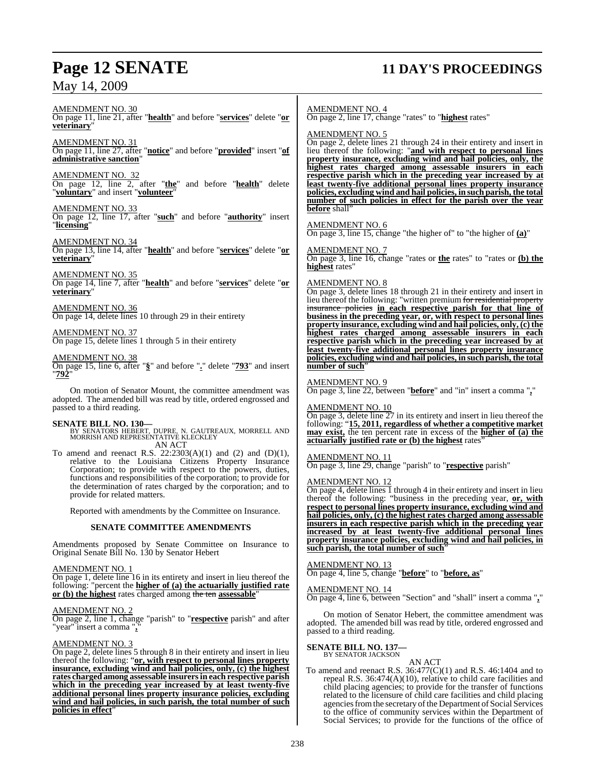AMENDMENT NO. 30

On page 11, line 21, after "**health**" and before "**services**" delete "**or veterinary**"

AMENDMENT NO. 31

On page 11, line 27, after "**notice**" and before "**provided**" insert "**of administrative sanction**"

AMENDMENT NO. 32

On page 12, line 2, after "**the**" and before "**health**" delete "**voluntary**" and insert "**volunteer**"

AMENDMENT NO. 33

On page 12, line 17, after "**such**" and before "**authority**" insert "**licensing**"

AMENDMENT NO. 34

On page 13, line 14, after "**health**" and before "**services**" delete "**or veterinary**"

AMENDMENT NO. 35

On page 14, line 7, after "**health**" and before "**services**" delete "**or veterinary**"

AMENDMENT NO. 36

On page 14, delete lines 10 through 29 in their entirety

AMENDMENT NO. 37

On page 15, delete lines 1 through 5 in their entirety

AMENDMENT NO. 38

On page 15, line 6, after "**§**" and before "**.**" delete "**793**" and insert "**792**"

On motion of Senator Mount, the committee amendment was adopted. The amended bill was read by title, ordered engrossed and passed to a third reading.

**SENATE BILL NO. 130—**
BY SENATORS HEBERT, DUPRE, N. GAUTREAUX, MORRELL AND MORRISH AND REPRESENTATIVE KLECKLEY

AN ACT

To amend and reenact R.S. 22:2303(A)(1) and (2) and (D)(1), relative to the Louisiana Citizens Property Insurance Corporation; to provide with respect to the powers, duties, functions and responsibilities of the corporation; to provide for the determination of rates charged by the corporation; and to provide for related matters.

Reported with amendments by the Committee on Insurance.

**SENATE COMMITTEE AMENDMENTS**

Amendments proposed by Senate Committee on Insurance to Original Senate Bill No. 130 by Senator Hebert

AMENDMENT NO. 1

On page 1, delete line 16 in its entirety and insert in lieu thereof the following: "percent the **higher of (a) the actuarially justified rate or (b) the highest** rates charged among ~~the ten~~ **assessable**"

AMENDMENT NO. 2

On page 2, line 1, change "parish" to "**respective** parish" and after "year" insert a comma "**,**"

AMENDMENT NO. 3

On page 2, delete lines 5 through 8 in their entirety and insert in lieu thereof the following: "**or, with respect to personal lines property insurance, excluding wind and hail policies, only, (c) the highest rates charged among assessable insurers in each respective parish which in the preceding year increased by at least twenty-five additional personal lines property insurance policies, excluding wind and hail policies, in such parish, the total number of such policies in effect**"

AMENDMENT NO. 4

On page 2, line 17, change "rates" to "**highest** rates"

AMENDMENT NO. 5

On page 2, delete lines 21 through 24 in their entirety and insert in lieu thereof the following: "**and with respect to personal lines property insurance, excluding wind and hail policies, only, the highest rates charged among assessable insurers in each respective parish which in the preceding year increased by at least twenty-five additional personal lines property insurance policies, excluding wind and hail policies, in such parish, the total number of such policies in effect for the parish over the year before** shall"

AMENDMENT NO. 6

On page 3, line 15, change "the higher of" to "the higher of **(a)**"

AMENDMENT NO. 7

On page 3, line 16, change "rates or **the** rates" to "rates or **(b) the highest** rates"

AMENDMENT NO. 8

On page 3, delete lines 18 through 21 in their entirety and insert in lieu thereof the following: "written premium ~~for residential property insurance policies~~ **in each respective parish for that line of business in the preceding year, or, with respect to personal lines property insurance, excluding wind and hail policies, only, (c) the highest rates charged among assessable insurers in each respective parish which in the preceding year increased by at least twenty-five additional personal lines property insurance policies, excluding wind and hail policies, in such parish, the total number of such**"

AMENDMENT NO. 9

On page 3, line 22, between "**before**" and "in" insert a comma "**,**"

AMENDMENT NO. 10

On page 3, delete line 27 in its entirety and insert in lieu thereof the following: "**15, 2011, regardless of whether a competitive market may exist,** the ten percent rate in excess of the **higher of (a) the actuarially justified rate or (b) the highest** rates"

AMENDMENT NO. 11

On page 3, line 29, change "parish" to "**respective** parish"

AMENDMENT NO. 12

On page 4, delete lines 1 through 4 in their entirety and insert in lieu thereof the following: "business in the preceding year, **or, with respect to personal lines property insurance, excluding wind and hail policies, only, (c) the highest rates charged among assessable insurers in each respective parish which in the preceding year increased by at least twenty-five additional personal lines property insurance policies, excluding wind and hail policies, in such parish, the total number of such**"

AMENDMENT NO. 13

On page 4, line 5, change "**before**" to "**before, as**"

AMENDMENT NO. 14

On page 4, line 6, between "Section" and "shall" insert a comma "**,**"

On motion of Senator Hebert, the committee amendment was adopted. The amended bill was read by title, ordered engrossed and passed to a third reading.

**SENATE BILL NO. 137—**
BY SENATOR JACKSON

AN ACT

To amend and reenact R.S. 36:477(C)(1) and R.S. 46:1404 and to repeal R.S. 36:474(A)(10), relative to child care facilities and child placing agencies; to provide for the transfer of functions related to the licensure of child care facilities and child placing agencies from the secretary of the Department of Social Services to the office of community services within the Department of Social Services; to provide for the functions of the office of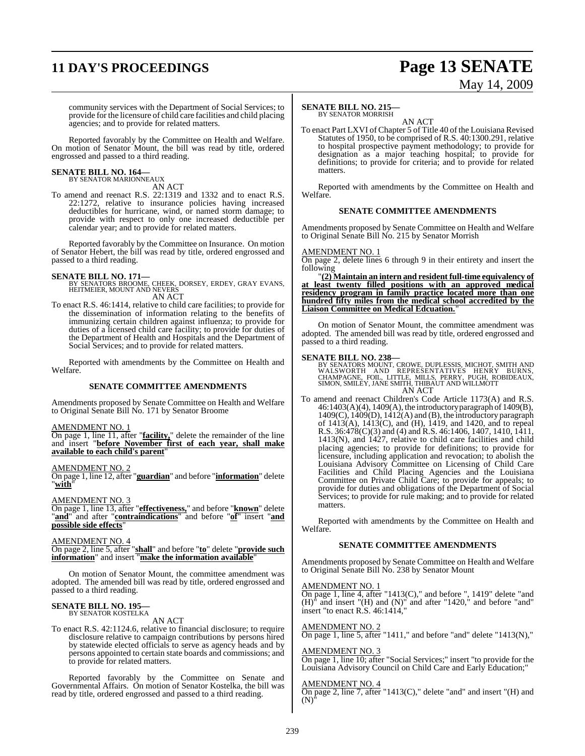community services with the Department of Social Services; to provide for the licensure of child care facilities and child placing agencies; and to provide for related matters.

Reported favorably by the Committee on Health and Welfare. On motion of Senator Mount, the bill was read by title, ordered engrossed and passed to a third reading.

**SENATE BILL NO. 164—**
BY SENATOR MARIONNEAUX

AN ACT

To amend and reenact R.S. 22:1319 and 1332 and to enact R.S. 22:1272, relative to insurance policies having increased deductibles for hurricane, wind, or named storm damage; to provide with respect to only one increased deductible per calendar year; and to provide for related matters.

Reported favorably by the Committee on Insurance. On motion of Senator Hebert, the bill was read by title, ordered engrossed and passed to a third reading.

**SENATE BILL NO. 171—**
BY SENATORS BROOME, CHEEK, DORSEY, ERDEY, GRAY EVANS, HEITMEIER, MOUNT AND NEVERS

AN ACT

To enact R.S. 46:1414, relative to child care facilities; to provide for the dissemination of information relating to the benefits of immunizing certain children against influenza; to provide for duties of a licensed child care facility; to provide for duties of the Department of Health and Hospitals and the Department of Social Services; and to provide for related matters.

Reported with amendments by the Committee on Health and Welfare.

**SENATE COMMITTEE AMENDMENTS**

Amendments proposed by Senate Committee on Health and Welfare to Original Senate Bill No. 171 by Senator Broome

AMENDMENT NO. 1
On page 1, line 11, after "**facility,**" delete the remainder of the line and insert "**before November first of each year, shall make available to each child's parent**"

AMENDMENT NO. 2
On page 1, line 12, after "**guardian**" and before "**information**" delete "**with**"

AMENDMENT NO. 3
On page 1, line 13, after "**effectiveness,**" and before "**known**" delete "**and**" and after "**contraindications**" and before "**of**" insert "**and possible side effects**"

AMENDMENT NO. 4
On page 2, line 5, after "**shall**" and before "**to**" delete "**provide such information**" and insert "**make the information available**"

On motion of Senator Mount, the committee amendment was adopted. The amended bill was read by title, ordered engrossed and passed to a third reading.

**SENATE BILL NO. 195—**
BY SENATOR KOSTELKA

AN ACT

To enact R.S. 42:1124.6, relative to financial disclosure; to require disclosure relative to campaign contributions by persons hired by statewide elected officials to serve as agency heads and by persons appointed to certain state boards and commissions; and to provide for related matters.

Reported favorably by the Committee on Senate and Governmental Affairs. On motion of Senator Kostelka, the bill was read by title, ordered engrossed and passed to a third reading.

**SENATE BILL NO. 215—**
BY SENATOR MORRISH

AN ACT

To enact Part LXVI of Chapter 5 of Title 40 of the Louisiana Revised Statutes of 1950, to be comprised of R.S. 40:1300.291, relative to hospital prospective payment methodology; to provide for designation as a major teaching hospital; to provide for definitions; to provide for criteria; and to provide for related matters.

Reported with amendments by the Committee on Health and Welfare.

**SENATE COMMITTEE AMENDMENTS**

Amendments proposed by Senate Committee on Health and Welfare to Original Senate Bill No. 215 by Senator Morrish

AMENDMENT NO. 1
On page 2, delete lines 6 through 9 in their entirety and insert the following

"**(2) Maintain an intern and resident full-time equivalency of at least twenty filled positions with an approved medical residency program in family practice located more than one hundred fifty miles from the medical school accredited by the Liaison Committee on Medical Edcuation.**"

On motion of Senator Mount, the committee amendment was adopted. The amended bill was read by title, ordered engrossed and passed to a third reading.

**SENATE BILL NO. 238—**
BY SENATORS MOUNT, CROWE, DUPLESSIS, MICHOT, SMITH AND WALSWORTH AND REPRESENTATIVES HENRY BURNS, CHAMPAGNE, FOIL, LITTLE, MILLS, PERRY, PUGH, ROBIDEAUX, SIMON, SMILEY, JANE SMITH, THIBAUT AND WILLMOTT

AN ACT

To amend and reenact Children's Code Article 1173(A) and R.S. 46:1403(A)(4), 1409(A), the introductory paragraph of 1409(B), 1409(C), 1409(D), 1412(A) and (B), the introductory paragraph of 1413(A), 1413(C), and (H), 1419, and 1420, and to repeal R.S. 36:478(C)(3) and (4) and R.S. 46:1406, 1407, 1410, 1411, 1413(N), and 1427, relative to child care facilities and child placing agencies; to provide for definitions; to provide for licensure, including application and revocation; to abolish the Louisiana Advisory Committee on Licensing of Child Care Facilities and Child Placing Agencies and the Louisiana Committee on Private Child Care; to provide for appeals; to provide for duties and obligations of the Department of Social Services; to provide for rule making; and to provide for related matters.

Reported with amendments by the Committee on Health and Welfare.

**SENATE COMMITTEE AMENDMENTS**

Amendments proposed by Senate Committee on Health and Welfare to Original Senate Bill No. 238 by Senator Mount

AMENDMENT NO. 1
On page 1, line 4, after "1413(C)," and before ", 1419" delete "and (H)" and insert "(H) and (N)" and after "1420," and before "and" insert "to enact R.S. 46:1414,"

AMENDMENT NO. 2
On page 1, line 5, after "1411," and before "and" delete "1413(N),"

AMENDMENT NO. 3
On page 1, line 10, after "Social Services;" insert "to provide for the Louisiana Advisory Council on Child Care and Early Education;"

AMENDMENT NO. 4
On page 2, line 7, after "1413(C)," delete "and" and insert "(H) and (N)"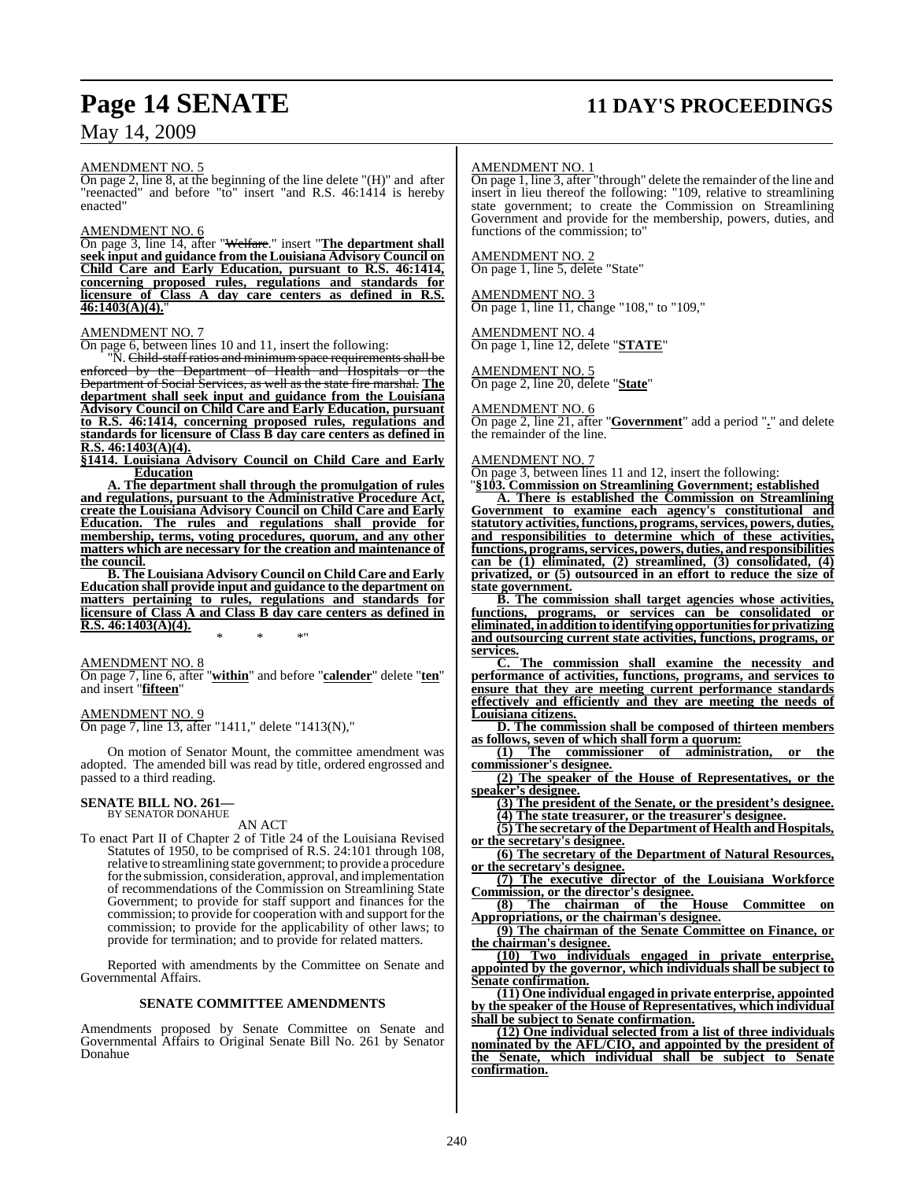AMENDMENT NO. 5

On page 2, line 8, at the beginning of the line delete "(H)" and after "reenacted" and before "to" insert "and R.S. 46:1414 is hereby enacted"

AMENDMENT NO. 6

On page 3, line 14, after "Welfare." insert "**The department shall seek input and guidance from the Louisiana Advisory Council on Child Care and Early Education, pursuant to R.S. 46:1414, concerning proposed rules, regulations and standards for licensure of Class A day care centers as defined in R.S. 46:1403(A)(4).**"

AMENDMENT NO. 7

On page 6, between lines 10 and 11, insert the following:

"N. ~~Child-staff ratios and minimum space requirements shall be enforced by the Department of Health and Hospitals or the Department of Social Services, as well as the state fire marshal.~~ **The department shall seek input and guidance from the Louisiana Advisory Council on Child Care and Early Education, pursuant to R.S. 46:1414, concerning proposed rules, regulations and standards for licensure of Class B day care centers as defined in R.S. 46:1403(A)(4).**

**§1414. Louisiana Advisory Council on Child Care and Early Education**

**A. The department shall through the promulgation of rules and regulations, pursuant to the Administrative Procedure Act, create the Louisiana Advisory Council on Child Care and Early Education. The rules and regulations shall provide for membership, terms, voting procedures, quorum, and any other matters which are necessary for the creation and maintenance of the council.**

**B. The Louisiana Advisory Council on Child Care and Early Education shall provide input and guidance to the department on matters pertaining to rules, regulations and standards for licensure of Class A and Class B day care centers as defined in R.S. 46:1403(A)(4).**

\* \* \*"

AMENDMENT NO. 8

On page 7, line 6, after "**within**" and before "**calender**" delete "**ten**" and insert "**fifteen**"

AMENDMENT NO. 9

On page 7, line 13, after "1411," delete "1413(N),"

On motion of Senator Mount, the committee amendment was adopted. The amended bill was read by title, ordered engrossed and passed to a third reading.

**SENATE BILL NO. 261—**
BY SENATOR DONAHUE

AN ACT

To enact Part II of Chapter 2 of Title 24 of the Louisiana Revised Statutes of 1950, to be comprised of R.S. 24:101 through 108, relative to streamlining state government; to provide a procedure for the submission, consideration, approval, and implementation of recommendations of the Commission on Streamlining State Government; to provide for staff support and finances for the commission; to provide for cooperation with and support for the commission; to provide for the applicability of other laws; to provide for termination; and to provide for related matters.

Reported with amendments by the Committee on Senate and Governmental Affairs.

**SENATE COMMITTEE AMENDMENTS**

Amendments proposed by Senate Committee on Senate and Governmental Affairs to Original Senate Bill No. 261 by Senator Donahue

AMENDMENT NO. 1

On page 1, line 3, after "through" delete the remainder of the line and insert in lieu thereof the following: "109, relative to streamlining state government; to create the Commission on Streamlining Government and provide for the membership, powers, duties, and functions of the commission; to"

AMENDMENT NO. 2

On page 1, line 5, delete "State"

AMENDMENT NO. 3

On page 1, line 11, change "108," to "109,"

AMENDMENT NO. 4

On page 1, line 12, delete "**STATE**"

AMENDMENT NO. 5

On page 2, line 20, delete "**State**"

AMENDMENT NO. 6

On page 2, line 21, after "**Government**" add a period "**.**" and delete the remainder of the line.

AMENDMENT NO. 7

On page 3, between lines 11 and 12, insert the following:

"**§103. Commission on Streamlining Government; established**

**A. There is established the Commission on Streamlining Government to examine each agency's constitutional and statutory activities, functions, programs, services, powers, duties, and responsibilities to determine which of these activities, functions, programs, services, powers, duties, and responsibilities can be (1) eliminated, (2) streamlined, (3) consolidated, (4) privatized, or (5) outsourced in an effort to reduce the size of state government.**

**B. The commission shall target agencies whose activities, functions, programs, or services can be consolidated or eliminated, in addition to identifying opportunities for privatizing and outsourcing current state activities, functions, programs, or services.**

**C. The commission shall examine the necessity and performance of activities, functions, programs, and services to ensure that they are meeting current performance standards effectively and efficiently and they are meeting the needs of Louisiana citizens.**

**D. The commission shall be composed of thirteen members as follows, seven of which shall form a quorum:**

**(1) The commissioner of administration, or the commissioner's designee.**

**(2) The speaker of the House of Representatives, or the speaker's designee.**

**(3) The president of the Senate, or the president's designee.**

**(4) The state treasurer, or the treasurer's designee.**

**(5) The secretary of the Department of Health and Hospitals, or the secretary's designee.**

**(6) The secretary of the Department of Natural Resources, or the secretary's designee.**

**(7) The executive director of the Louisiana Workforce Commission, or the director's designee.**

**(8) The chairman of the House Committee on Appropriations, or the chairman's designee.**

**(9) The chairman of the Senate Committee on Finance, or the chairman's designee.**

**(10) Two individuals engaged in private enterprise, appointed by the governor, which individuals shall be subject to Senate confirmation.**

**(11) One individual engaged in private enterprise, appointed by the speaker of the House of Representatives, which individual shall be subject to Senate confirmation.**

**(12) One individual selected from a list of three individuals nominated by the AFL/CIO, and appointed by the president of the Senate, which individual shall be subject to Senate confirmation.**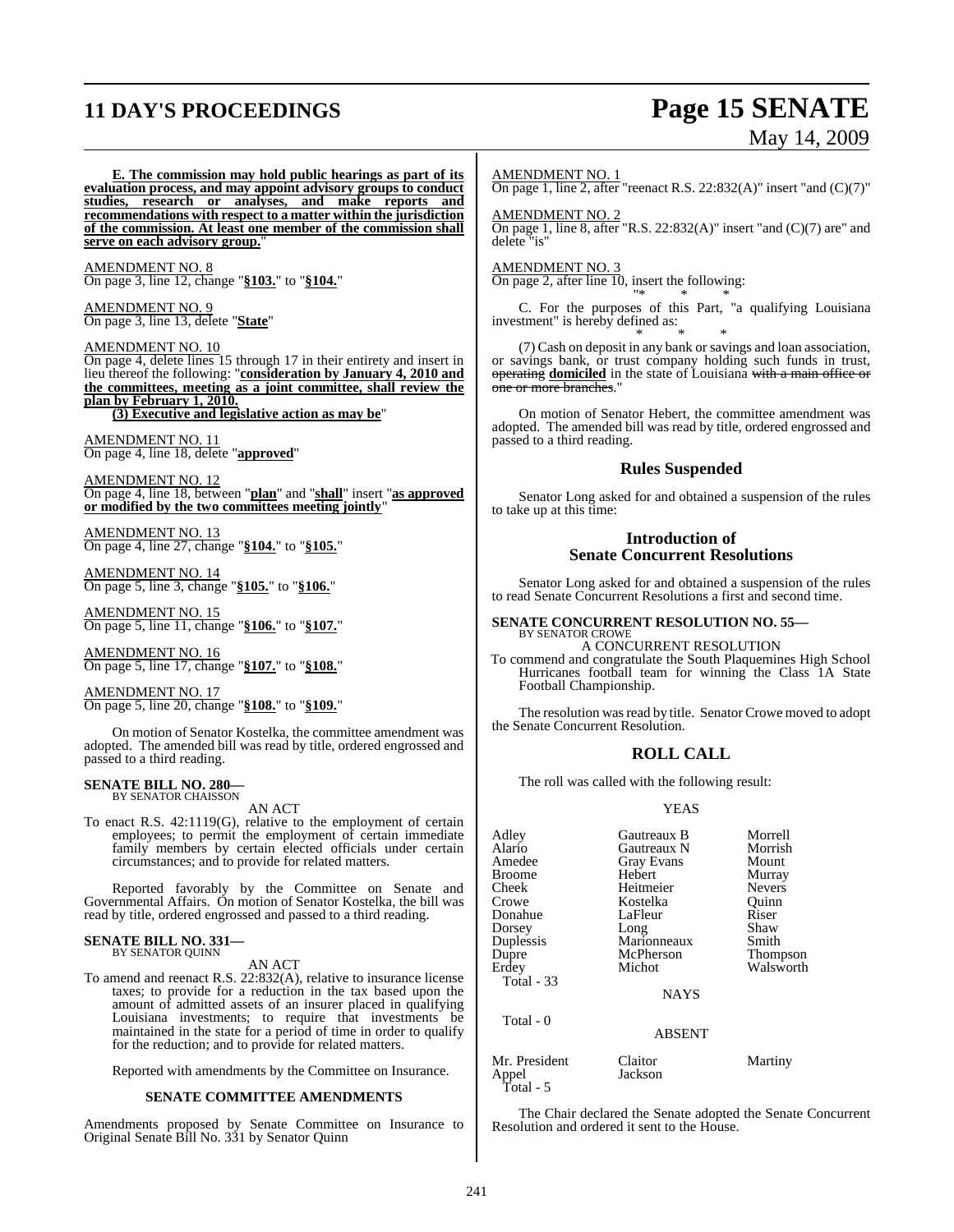**E. The commission may hold public hearings as part of its evaluation process, and may appoint advisory groups to conduct studies, research or analyses, and make reports and recommendations with respect to a matter within the jurisdiction of the commission. At least one member of the commission shall serve on each advisory group.**"

AMENDMENT NO. 8
On page 3, line 12, change "**§103.**" to "**§104.**"

AMENDMENT NO. 9
On page 3, line 13, delete "**State**"

AMENDMENT NO. 10
On page 4, delete lines 15 through 17 in their entirety and insert in lieu thereof the following: "**consideration by January 4, 2010 and the committees, meeting as a joint committee, shall review the plan by February 1, 2010.**
**(3) Executive and legislative action as may be**"

AMENDMENT NO. 11
On page 4, line 18, delete "**approved**"

AMENDMENT NO. 12
On page 4, line 18, between "**plan**" and "**shall**" insert "**as approved or modified by the two committees meeting jointly**"

AMENDMENT NO. 13
On page 4, line 27, change "**§104.**" to "**§105.**"

AMENDMENT NO. 14
On page 5, line 3, change "**§105.**" to "**§106.**"

AMENDMENT NO. 15
On page 5, line 11, change "**§106.**" to "**§107.**"

AMENDMENT NO. 16
On page 5, line 17, change "**§107.**" to "**§108.**"

AMENDMENT NO. 17
On page 5, line 20, change "**§108.**" to "**§109.**"

On motion of Senator Kostelka, the committee amendment was adopted. The amended bill was read by title, ordered engrossed and passed to a third reading.

**SENATE BILL NO. 280—**
BY SENATOR CHAISSON

AN ACT

To enact R.S. 42:1119(G), relative to the employment of certain employees; to permit the employment of certain immediate family members by certain elected officials under certain circumstances; and to provide for related matters.

Reported favorably by the Committee on Senate and Governmental Affairs. On motion of Senator Kostelka, the bill was read by title, ordered engrossed and passed to a third reading.

**SENATE BILL NO. 331—**
BY SENATOR QUINN

AN ACT

To amend and reenact R.S. 22:832(A), relative to insurance license taxes; to provide for a reduction in the tax based upon the amount of admitted assets of an insurer placed in qualifying Louisiana investments; to require that investments be maintained in the state for a period of time in order to qualify for the reduction; and to provide for related matters.

Reported with amendments by the Committee on Insurance.

**SENATE COMMITTEE AMENDMENTS**

Amendments proposed by Senate Committee on Insurance to Original Senate Bill No. 331 by Senator Quinn

AMENDMENT NO. 1
On page 1, line 2, after "reenact R.S. 22:832(A)" insert "and (C)(7)"

AMENDMENT NO. 2
On page 1, line 8, after "R.S. 22:832(A)" insert "and (C)(7) are" and delete "is"

AMENDMENT NO. 3
On page 2, after line 10, insert the following:
"* * *

C. For the purposes of this Part, "a qualifying Louisiana investment" is hereby defined as:

* * *

(7) Cash on deposit in any bank or savings and loan association, or savings bank, or trust company holding such funds in trust, ~~operating~~ **domiciled** in the state of Louisiana ~~with a main office or one or more branches~~."

On motion of Senator Hebert, the committee amendment was adopted. The amended bill was read by title, ordered engrossed and passed to a third reading.

## Rules Suspended

Senator Long asked for and obtained a suspension of the rules to take up at this time:

## Introduction of Senate Concurrent Resolutions

Senator Long asked for and obtained a suspension of the rules to read Senate Concurrent Resolutions a first and second time.

**SENATE CONCURRENT RESOLUTION NO. 55—**
BY SENATOR CROWE

A CONCURRENT RESOLUTION

To commend and congratulate the South Plaquemines High School Hurricanes football team for winning the Class 1A State Football Championship.

The resolution was read by title. Senator Crowe moved to adopt the Senate Concurrent Resolution.

## ROLL CALL

The roll was called with the following result:

YEAS

| | | |
|---|---|---|
| Adley | Gautreaux B | Morrell |
| Alario | Gautreaux N | Morrish |
| Amedee | Gray Evans | Mount |
| Broome | Hebert | Murray |
| Cheek | Heitmeier | Nevers |
| Crowe | Kostelka | Quinn |
| Donahue | LaFleur | Riser |
| Dorsey | Long | Shaw |
| Duplessis | Marionneaux | Smith |
| Dupre | McPherson | Thompson |
| Erdey | Michot | Walsworth |

Total - 33

NAYS

Total - 0

ABSENT

| | | |
|---|---|---|
| Mr. President | Claitor | Martiny |
| Appel | Jackson | |

Total - 5

The Chair declared the Senate adopted the Senate Concurrent Resolution and ordered it sent to the House.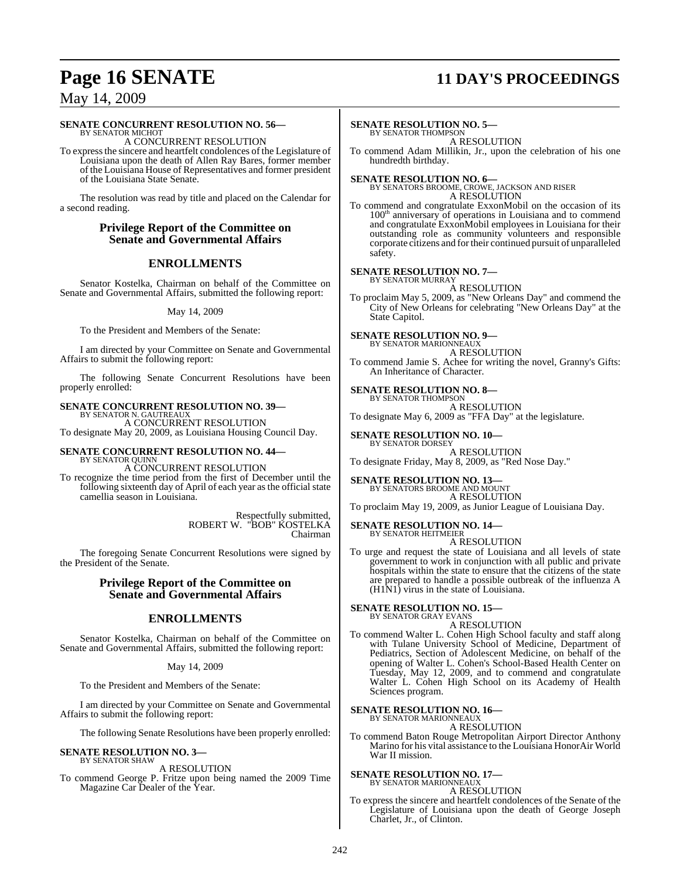**SENATE CONCURRENT RESOLUTION NO. 56—**
BY SENATOR MICHOT
A CONCURRENT RESOLUTION
To express the sincere and heartfelt condolences of the Legislature of Louisiana upon the death of Allen Ray Bares, former member of the Louisiana House of Representatives and former president of the Louisiana State Senate.

The resolution was read by title and placed on the Calendar for a second reading.

## Privilege Report of the Committee on Senate and Governmental Affairs

## ENROLLMENTS

Senator Kostelka, Chairman on behalf of the Committee on Senate and Governmental Affairs, submitted the following report:

May 14, 2009

To the President and Members of the Senate:

I am directed by your Committee on Senate and Governmental Affairs to submit the following report:

The following Senate Concurrent Resolutions have been properly enrolled:

**SENATE CONCURRENT RESOLUTION NO. 39—**
BY SENATOR N. GAUTREAUX
A CONCURRENT RESOLUTION
To designate May 20, 2009, as Louisiana Housing Council Day.

**SENATE CONCURRENT RESOLUTION NO. 44—**
BY SENATOR QUINN
A CONCURRENT RESOLUTION
To recognize the time period from the first of December until the following sixteenth day of April of each year as the official state camellia season in Louisiana.

Respectfully submitted,
ROBERT W. "BOB" KOSTELKA
Chairman

The foregoing Senate Concurrent Resolutions were signed by the President of the Senate.

## Privilege Report of the Committee on Senate and Governmental Affairs

## ENROLLMENTS

Senator Kostelka, Chairman on behalf of the Committee on Senate and Governmental Affairs, submitted the following report:

May 14, 2009

To the President and Members of the Senate:

I am directed by your Committee on Senate and Governmental Affairs to submit the following report:

The following Senate Resolutions have been properly enrolled:

**SENATE RESOLUTION NO. 3—**
BY SENATOR SHAW
A RESOLUTION
To commend George P. Fritze upon being named the 2009 Time Magazine Car Dealer of the Year.

**SENATE RESOLUTION NO. 5—**
BY SENATOR THOMPSON
A RESOLUTION
To commend Adam Millikin, Jr., upon the celebration of his one hundredth birthday.

**SENATE RESOLUTION NO. 6—**
BY SENATORS BROOME, CROWE, JACKSON AND RISER
A RESOLUTION
To commend and congratulate ExxonMobil on the occasion of its 100th anniversary of operations in Louisiana and to commend and congratulate ExxonMobil employees in Louisiana for their outstanding role as community volunteers and responsible corporate citizens and for their continued pursuit of unparalleled safety.

**SENATE RESOLUTION NO. 7—**
BY SENATOR MURRAY
A RESOLUTION
To proclaim May 5, 2009, as "New Orleans Day" and commend the City of New Orleans for celebrating "New Orleans Day" at the State Capitol.

**SENATE RESOLUTION NO. 9—**
BY SENATOR MARIONNEAUX
A RESOLUTION
To commend Jamie S. Achee for writing the novel, Granny's Gifts: An Inheritance of Character.

**SENATE RESOLUTION NO. 8—**
BY SENATOR THOMPSON
A RESOLUTION
To designate May 6, 2009 as "FFA Day" at the legislature.

**SENATE RESOLUTION NO. 10—**
BY SENATOR DORSEY
A RESOLUTION
To designate Friday, May 8, 2009, as "Red Nose Day."

**SENATE RESOLUTION NO. 13—**
BY SENATORS BROOME AND MOUNT
A RESOLUTION
To proclaim May 19, 2009, as Junior League of Louisiana Day.

**SENATE RESOLUTION NO. 14—**
BY SENATOR HEITMEIER
A RESOLUTION
To urge and request the state of Louisiana and all levels of state government to work in conjunction with all public and private hospitals within the state to ensure that the citizens of the state are prepared to handle a possible outbreak of the influenza A (H1N1) virus in the state of Louisiana.

**SENATE RESOLUTION NO. 15—**
BY SENATOR GRAY EVANS
A RESOLUTION
To commend Walter L. Cohen High School faculty and staff along with Tulane University School of Medicine, Department of Pediatrics, Section of Adolescent Medicine, on behalf of the opening of Walter L. Cohen's School-Based Health Center on Tuesday, May 12, 2009, and to commend and congratulate Walter L. Cohen High School on its Academy of Health Sciences program.

**SENATE RESOLUTION NO. 16—**
BY SENATOR MARIONNEAUX
A RESOLUTION
To commend Baton Rouge Metropolitan Airport Director Anthony Marino for his vital assistance to the Louisiana HonorAir World War II mission.

**SENATE RESOLUTION NO. 17—**
BY SENATOR MARIONNEAUX
A RESOLUTION
To express the sincere and heartfelt condolences of the Senate of the Legislature of Louisiana upon the death of George Joseph Charlet, Jr., of Clinton.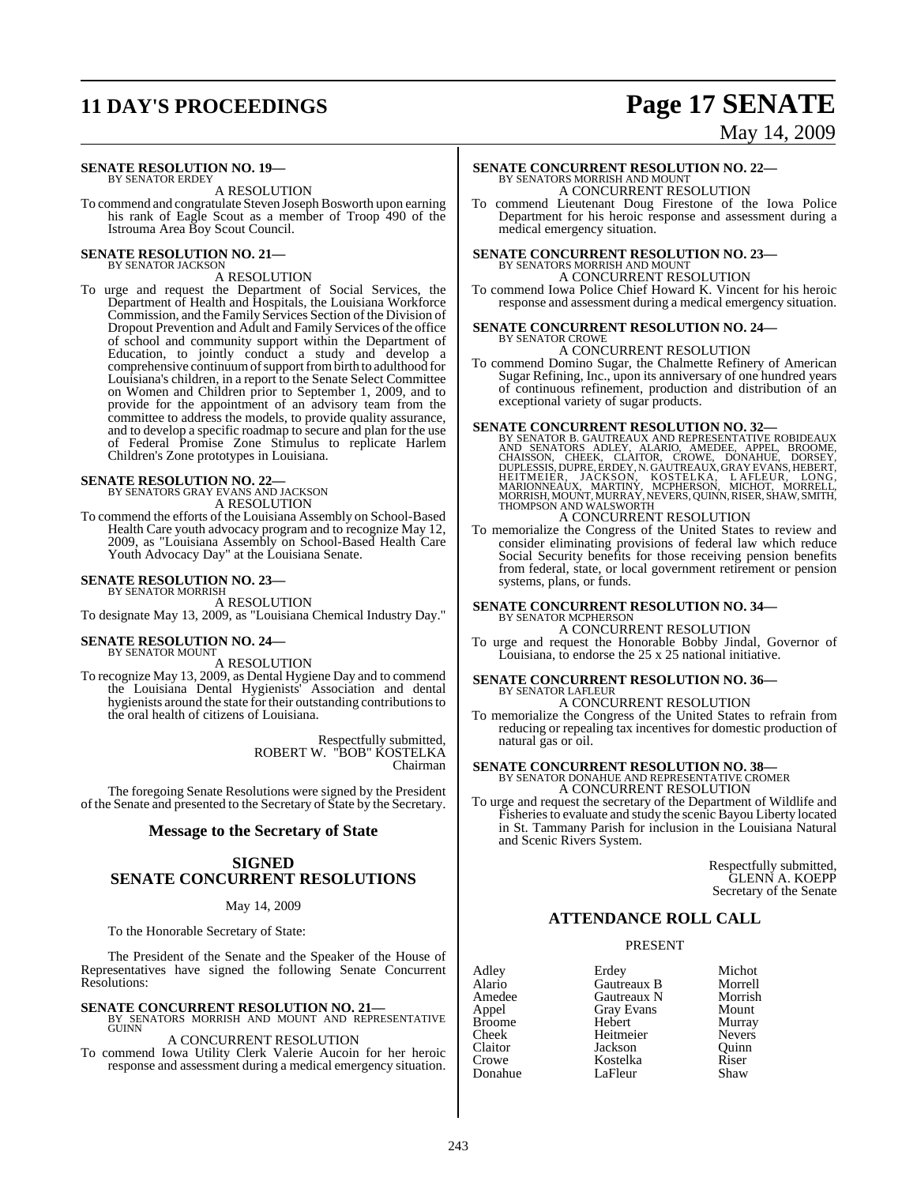**SENATE RESOLUTION NO. 19—**
BY SENATOR ERDEY

A RESOLUTION

To commend and congratulate Steven Joseph Bosworth upon earning his rank of Eagle Scout as a member of Troop 490 of the Istrouma Area Boy Scout Council.

**SENATE RESOLUTION NO. 21—**
BY SENATOR JACKSON

A RESOLUTION

To urge and request the Department of Social Services, the Department of Health and Hospitals, the Louisiana Workforce Commission, and the Family Services Section of the Division of Dropout Prevention and Adult and Family Services of the office of school and community support within the Department of Education, to jointly conduct a study and develop a comprehensive continuum of support from birth to adulthood for Louisiana's children, in a report to the Senate Select Committee on Women and Children prior to September 1, 2009, and to provide for the appointment of an advisory team from the committee to address the models, to provide quality assurance, and to develop a specific roadmap to secure and plan for the use of Federal Promise Zone Stimulus to replicate Harlem Children's Zone prototypes in Louisiana.

**SENATE RESOLUTION NO. 22—**
BY SENATORS GRAY EVANS AND JACKSON

A RESOLUTION

To commend the efforts of the Louisiana Assembly on School-Based Health Care youth advocacy program and to recognize May 12, 2009, as "Louisiana Assembly on School-Based Health Care Youth Advocacy Day" at the Louisiana Senate.

**SENATE RESOLUTION NO. 23—**
BY SENATOR MORRISH

A RESOLUTION

To designate May 13, 2009, as "Louisiana Chemical Industry Day."

**SENATE RESOLUTION NO. 24—**
BY SENATOR MOUNT

A RESOLUTION

To recognize May 13, 2009, as Dental Hygiene Day and to commend the Louisiana Dental Hygienists' Association and dental hygienists around the state for their outstanding contributions to the oral health of citizens of Louisiana.

Respectfully submitted,
ROBERT W. "BOB" KOSTELKA
Chairman

The foregoing Senate Resolutions were signed by the President of the Senate and presented to the Secretary of State by the Secretary.

## Message to the Secretary of State

## SIGNED SENATE CONCURRENT RESOLUTIONS

May 14, 2009

To the Honorable Secretary of State:

The President of the Senate and the Speaker of the House of Representatives have signed the following Senate Concurrent Resolutions:

**SENATE CONCURRENT RESOLUTION NO. 21—**
BY SENATORS MORRISH AND MOUNT AND REPRESENTATIVE GUINN

A CONCURRENT RESOLUTION

To commend Iowa Utility Clerk Valerie Aucoin for her heroic response and assessment during a medical emergency situation.

**SENATE CONCURRENT RESOLUTION NO. 22—**
BY SENATORS MORRISH AND MOUNT

A CONCURRENT RESOLUTION

To commend Lieutenant Doug Firestone of the Iowa Police Department for his heroic response and assessment during a medical emergency situation.

**SENATE CONCURRENT RESOLUTION NO. 23—**
BY SENATORS MORRISH AND MOUNT

A CONCURRENT RESOLUTION

To commend Iowa Police Chief Howard K. Vincent for his heroic response and assessment during a medical emergency situation.

**SENATE CONCURRENT RESOLUTION NO. 24—**
BY SENATOR CROWE

A CONCURRENT RESOLUTION

To commend Domino Sugar, the Chalmette Refinery of American Sugar Refining, Inc., upon its anniversary of one hundred years of continuous refinement, production and distribution of an exceptional variety of sugar products.

**SENATE CONCURRENT RESOLUTION NO. 32—**
BY SENATOR B. GAUTREAUX AND REPRESENTATIVE ROBIDEAUX AND SENATORS ADLEY, ALARIO, AMEDEE, APPEL, BROOME, CHAISSON, CHEEK, CLAITOR, CROWE, DONAHUE, DORSEY, DUPLESSIS, DUPRE, ERDEY, N. GAUTREAUX, GRAY EVANS, HEBERT, HEITMEIER, JACKSON, KOSTELKA, LAFLEUR, LONG, MARIONNEAUX, MARTINY, MCPHERSON, MICHOT, MORRELL, MORRISH, MOUNT, MURRAY, NEVERS, QUINN, RISER, SHAW, SMITH, THOMPSON AND WALSWORTH

A CONCURRENT RESOLUTION

To memorialize the Congress of the United States to review and consider eliminating provisions of federal law which reduce Social Security benefits for those receiving pension benefits from federal, state, or local government retirement or pension systems, plans, or funds.

**SENATE CONCURRENT RESOLUTION NO. 34—**
BY SENATOR MCPHERSON

A CONCURRENT RESOLUTION

To urge and request the Honorable Bobby Jindal, Governor of Louisiana, to endorse the 25 x 25 national initiative.

**SENATE CONCURRENT RESOLUTION NO. 36—**
BY SENATOR LAFLEUR

A CONCURRENT RESOLUTION

To memorialize the Congress of the United States to refrain from reducing or repealing tax incentives for domestic production of natural gas or oil.

**SENATE CONCURRENT RESOLUTION NO. 38—**
BY SENATOR DONAHUE AND REPRESENTATIVE CROMER

A CONCURRENT RESOLUTION

To urge and request the secretary of the Department of Wildlife and Fisheries to evaluate and study the scenic Bayou Liberty located in St. Tammany Parish for inclusion in the Louisiana Natural and Scenic Rivers System.

Respectfully submitted,
GLENN A. KOEPP
Secretary of the Senate

## ATTENDANCE ROLL CALL

PRESENT

| | | |
|---|---|---|
| Adley | Erdey | Michot |
| Alario | Gautreaux B | Morrell |
| Amedee | Gautreaux N | Morrish |
| Appel | Gray Evans | Mount |
| Broome | Hebert | Murray |
| Cheek | Heitmeier | Nevers |
| Claitor | Jackson | Quinn |
| Crowe | Kostelka | Riser |
| Donahue | LaFleur | Shaw |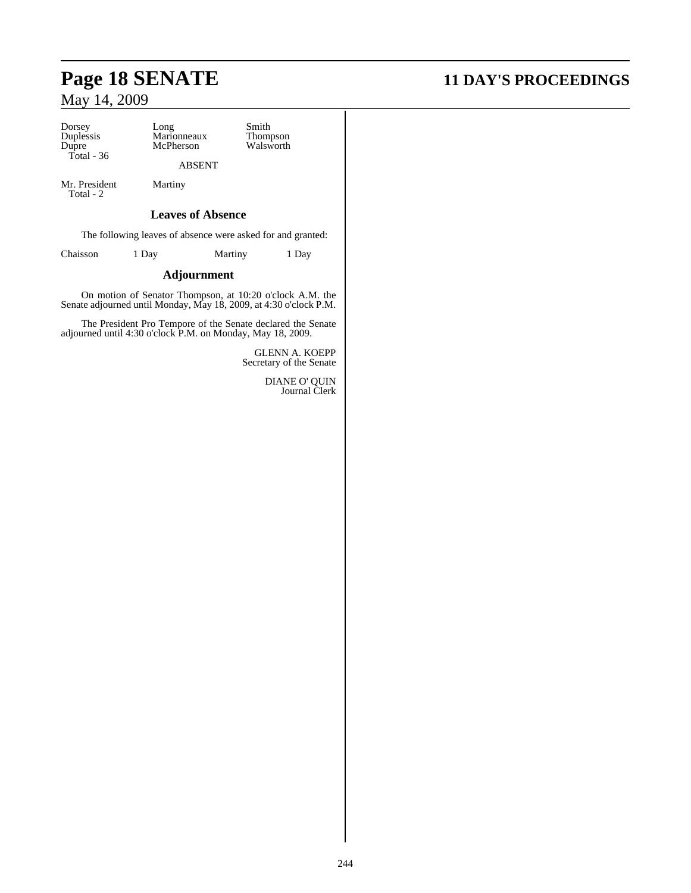| | | |
|---|---|---|
| Dorsey | Long | Smith |
| Duplessis | Marionneaux | Thompson |
| Dupre | McPherson | Walsworth |

Total - 36

ABSENT

| | |
|---|---|
| Mr. President | Martiny |

Total - 2

## Leaves of Absence

The following leaves of absence were asked for and granted:

| | | | |
|---|---|---|---|
| Chaisson | 1 Day | Martiny | 1 Day |

## Adjournment

On motion of Senator Thompson, at 10:20 o'clock A.M. the Senate adjourned until Monday, May 18, 2009, at 4:30 o'clock P.M.

The President Pro Tempore of the Senate declared the Senate adjourned until 4:30 o'clock P.M. on Monday, May 18, 2009.

GLENN A. KOEPP
Secretary of the Senate

DIANE O' QUIN
Journal Clerk